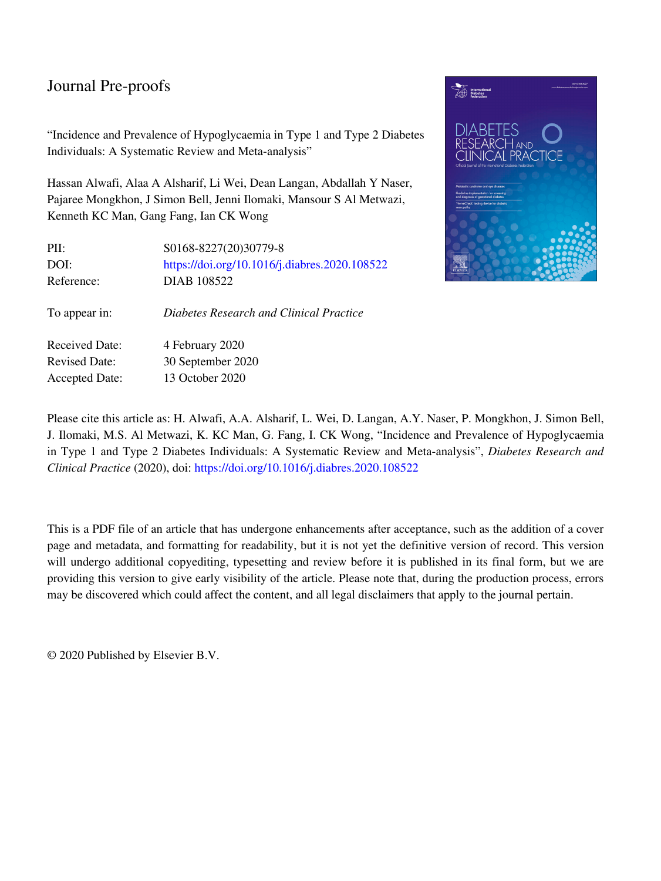Journal Pre-proofs

"Incidence and Prevalence of Hypoglycaemia in Type 1 and Type 2 Diabetes Individuals: A Systematic Review and Meta-analysis"

Hassan Alwafi, Alaa A Alsharif, Li Wei, Dean Langan, Abdallah Y Naser, Pajaree Mongkhon, J Simon Bell, Jenni Ilomaki, Mansour S Al Metwazi, Kenneth KC Man, Gang Fang, Ian CK Wong

| | |
|---|---|
| PII: | S0168-8227(20)30779-8 |
| DOI: | https://doi.org/10.1016/j.diabres.2020.108522 |
| Reference: | DIAB 108522 |
| To appear in: | *Diabetes Research and Clinical Practice* |
| Received Date: | 4 February 2020 |
| Revised Date: | 30 September 2020 |
| Accepted Date: | 13 October 2020 |

Please cite this article as: H. Alwafi, A.A. Alsharif, L. Wei, D. Langan, A.Y. Naser, P. Mongkhon, J. Simon Bell, J. Ilomaki, M.S. Al Metwazi, K. KC Man, G. Fang, I. CK Wong, "Incidence and Prevalence of Hypoglycaemia in Type 1 and Type 2 Diabetes Individuals: A Systematic Review and Meta-analysis", *Diabetes Research and Clinical Practice* (2020), doi: https://doi.org/10.1016/j.diabres.2020.108522

This is a PDF file of an article that has undergone enhancements after acceptance, such as the addition of a cover page and metadata, and formatting for readability, but it is not yet the definitive version of record. This version will undergo additional copyediting, typesetting and review before it is published in its final form, but we are providing this version to give early visibility of the article. Please note that, during the production process, errors may be discovered which could affect the content, and all legal disclaimers that apply to the journal pertain.

© 2020 Published by Elsevier B.V.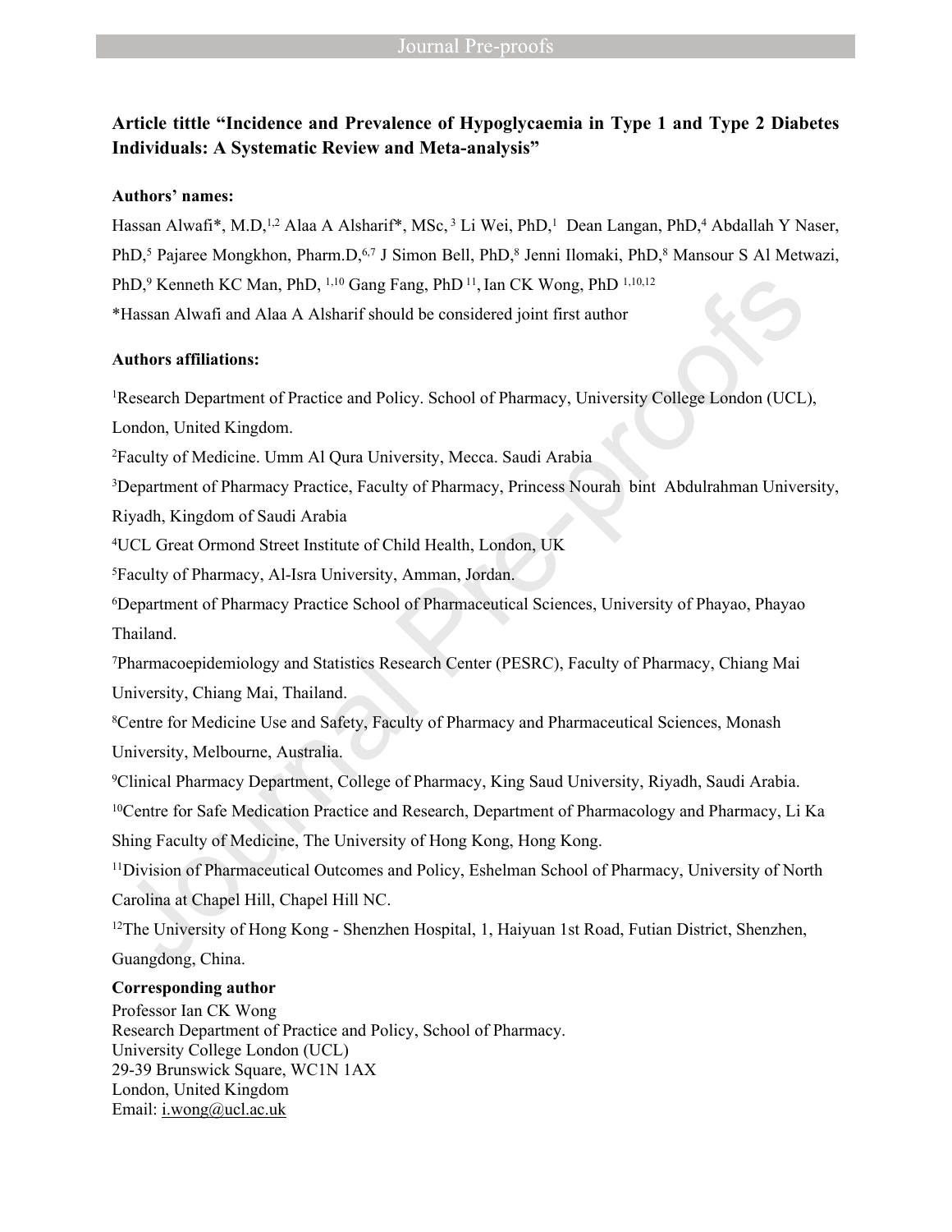**Article tittle "Incidence and Prevalence of Hypoglycaemia in Type 1 and Type 2 Diabetes Individuals: A Systematic Review and Meta-analysis"**

**Authors' names:**

Hassan Alwafi*, M.D,[1,2] Alaa A Alsharif*, MSc,[3] Li Wei, PhD,[1] Dean Langan, PhD,[4] Abdallah Y Naser, PhD,[5] Pajaree Mongkhon, Pharm.D,[6,7] J Simon Bell, PhD,[8] Jenni Ilomaki, PhD,[8] Mansour S Al Metwazi, PhD,[9] Kenneth KC Man, PhD,[1,10] Gang Fang, PhD[11], Ian CK Wong, PhD[1,10,12]

*Hassan Alwafi and Alaa A Alsharif should be considered joint first author

**Authors affiliations:**

[1]Research Department of Practice and Policy. School of Pharmacy, University College London (UCL), London, United Kingdom.

[2]Faculty of Medicine. Umm Al Qura University, Mecca. Saudi Arabia

[3]Department of Pharmacy Practice, Faculty of Pharmacy, Princess Nourah bint Abdulrahman University, Riyadh, Kingdom of Saudi Arabia

[4]UCL Great Ormond Street Institute of Child Health, London, UK

[5]Faculty of Pharmacy, Al-Isra University, Amman, Jordan.

[6]Department of Pharmacy Practice School of Pharmaceutical Sciences, University of Phayao, Phayao Thailand.

[7]Pharmacoepidemiology and Statistics Research Center (PESRC), Faculty of Pharmacy, Chiang Mai University, Chiang Mai, Thailand.

[8]Centre for Medicine Use and Safety, Faculty of Pharmacy and Pharmaceutical Sciences, Monash University, Melbourne, Australia.

[9]Clinical Pharmacy Department, College of Pharmacy, King Saud University, Riyadh, Saudi Arabia.

[10]Centre for Safe Medication Practice and Research, Department of Pharmacology and Pharmacy, Li Ka Shing Faculty of Medicine, The University of Hong Kong, Hong Kong.

[11]Division of Pharmaceutical Outcomes and Policy, Eshelman School of Pharmacy, University of North Carolina at Chapel Hill, Chapel Hill NC.

[12]The University of Hong Kong - Shenzhen Hospital, 1, Haiyuan 1st Road, Futian District, Shenzhen, Guangdong, China.

**Corresponding author**

Professor Ian CK Wong
Research Department of Practice and Policy, School of Pharmacy.
University College London (UCL)
29-39 Brunswick Square, WC1N 1AX
London, United Kingdom
Email: i.wong@ucl.ac.uk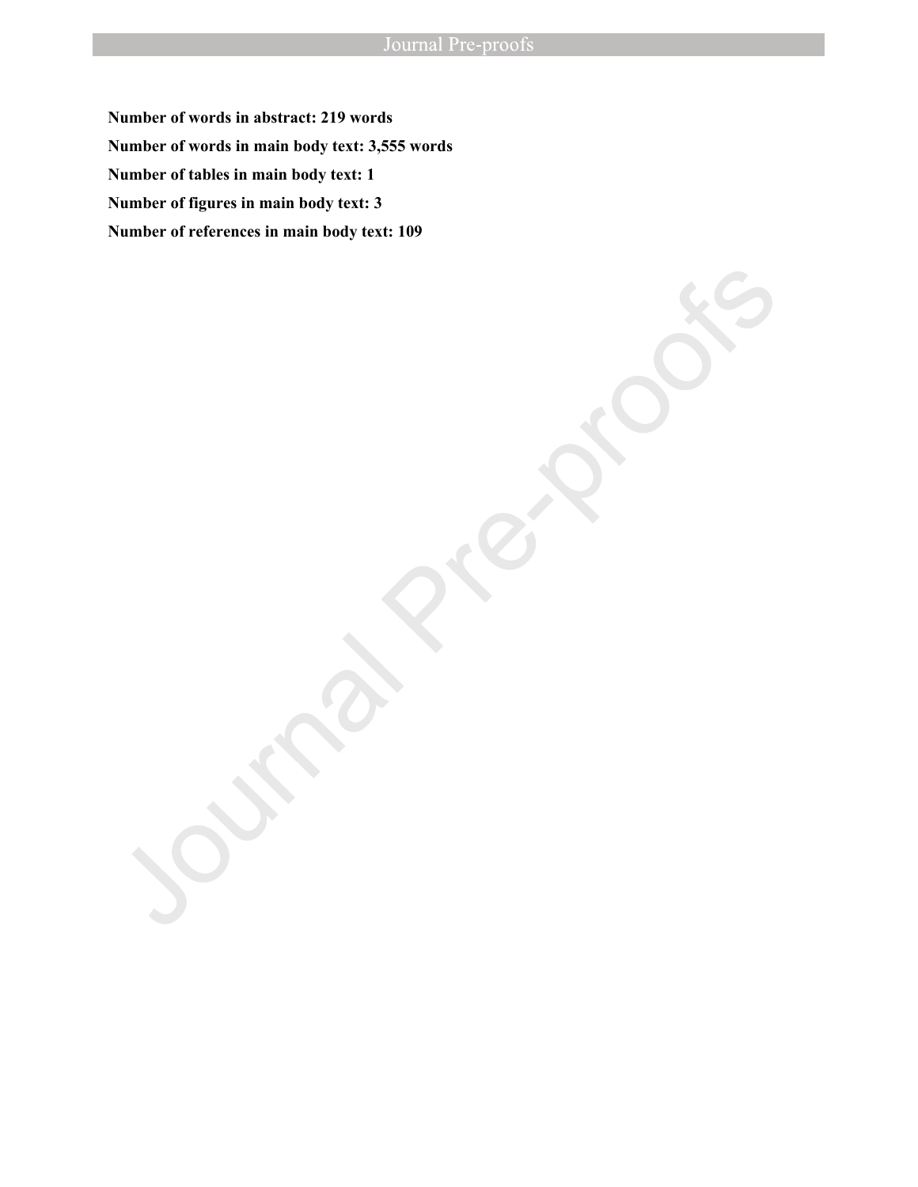**Number of words in abstract: 219 words**

**Number of words in main body text: 3,555 words**

**Number of tables in main body text: 1**

**Number of figures in main body text: 3**

**Number of references in main body text: 109**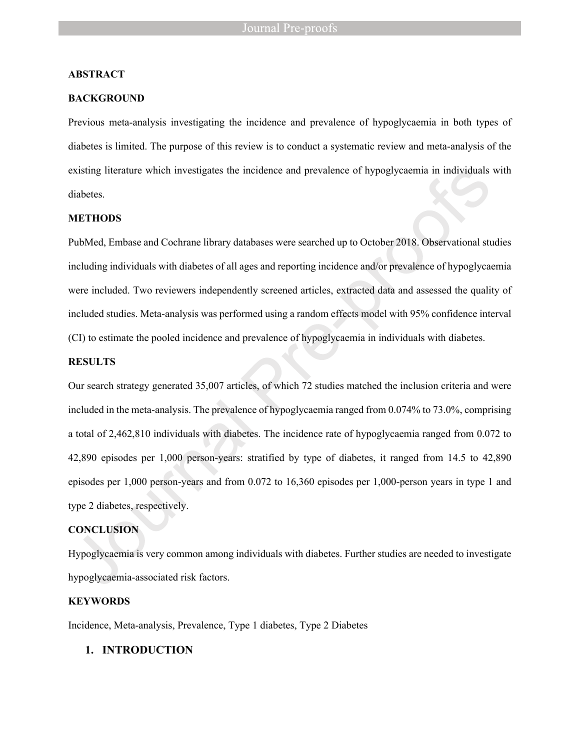## ABSTRACT

### BACKGROUND

Previous meta-analysis investigating the incidence and prevalence of hypoglycaemia in both types of diabetes is limited. The purpose of this review is to conduct a systematic review and meta-analysis of the existing literature which investigates the incidence and prevalence of hypoglycaemia in individuals with diabetes.

### METHODS

PubMed, Embase and Cochrane library databases were searched up to October 2018. Observational studies including individuals with diabetes of all ages and reporting incidence and/or prevalence of hypoglycaemia were included. Two reviewers independently screened articles, extracted data and assessed the quality of included studies. Meta-analysis was performed using a random effects model with 95% confidence interval (CI) to estimate the pooled incidence and prevalence of hypoglycaemia in individuals with diabetes.

### RESULTS

Our search strategy generated 35,007 articles, of which 72 studies matched the inclusion criteria and were included in the meta-analysis. The prevalence of hypoglycaemia ranged from 0.074% to 73.0%, comprising a total of 2,462,810 individuals with diabetes. The incidence rate of hypoglycaemia ranged from 0.072 to 42,890 episodes per 1,000 person-years: stratified by type of diabetes, it ranged from 14.5 to 42,890 episodes per 1,000 person-years and from 0.072 to 16,360 episodes per 1,000-person years in type 1 and type 2 diabetes, respectively.

### CONCLUSION

Hypoglycaemia is very common among individuals with diabetes. Further studies are needed to investigate hypoglycaemia-associated risk factors.

### KEYWORDS

Incidence, Meta-analysis, Prevalence, Type 1 diabetes, Type 2 Diabetes

## 1. INTRODUCTION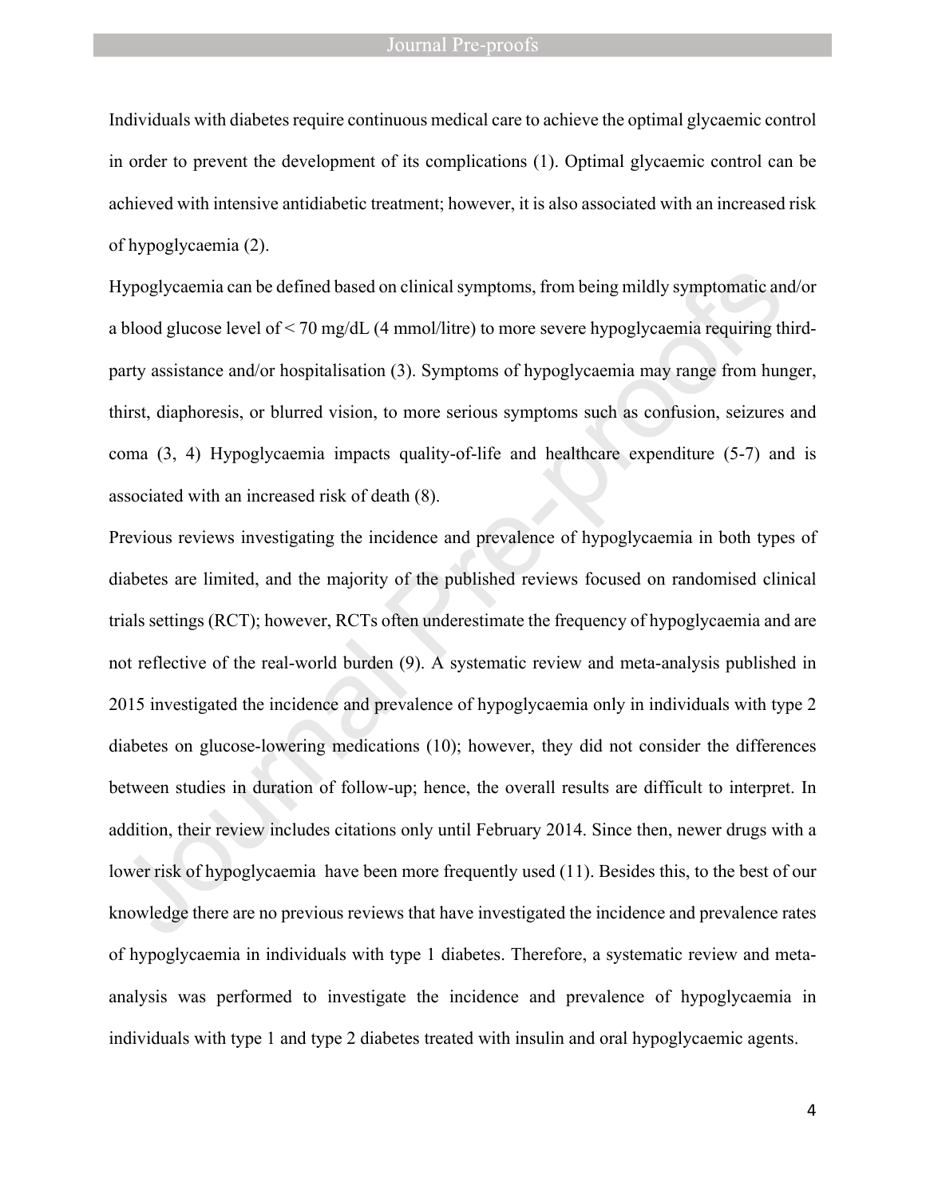Individuals with diabetes require continuous medical care to achieve the optimal glycaemic control in order to prevent the development of its complications (1). Optimal glycaemic control can be achieved with intensive antidiabetic treatment; however, it is also associated with an increased risk of hypoglycaemia (2).

Hypoglycaemia can be defined based on clinical symptoms, from being mildly symptomatic and/or a blood glucose level of < 70 mg/dL (4 mmol/litre) to more severe hypoglycaemia requiring third-party assistance and/or hospitalisation (3). Symptoms of hypoglycaemia may range from hunger, thirst, diaphoresis, or blurred vision, to more serious symptoms such as confusion, seizures and coma (3, 4) Hypoglycaemia impacts quality-of-life and healthcare expenditure (5-7) and is associated with an increased risk of death (8).

Previous reviews investigating the incidence and prevalence of hypoglycaemia in both types of diabetes are limited, and the majority of the published reviews focused on randomised clinical trials settings (RCT); however, RCTs often underestimate the frequency of hypoglycaemia and are not reflective of the real-world burden (9). A systematic review and meta-analysis published in 2015 investigated the incidence and prevalence of hypoglycaemia only in individuals with type 2 diabetes on glucose-lowering medications (10); however, they did not consider the differences between studies in duration of follow-up; hence, the overall results are difficult to interpret. In addition, their review includes citations only until February 2014. Since then, newer drugs with a lower risk of hypoglycaemia have been more frequently used (11). Besides this, to the best of our knowledge there are no previous reviews that have investigated the incidence and prevalence rates of hypoglycaemia in individuals with type 1 diabetes. Therefore, a systematic review and meta-analysis was performed to investigate the incidence and prevalence of hypoglycaemia in individuals with type 1 and type 2 diabetes treated with insulin and oral hypoglycaemic agents.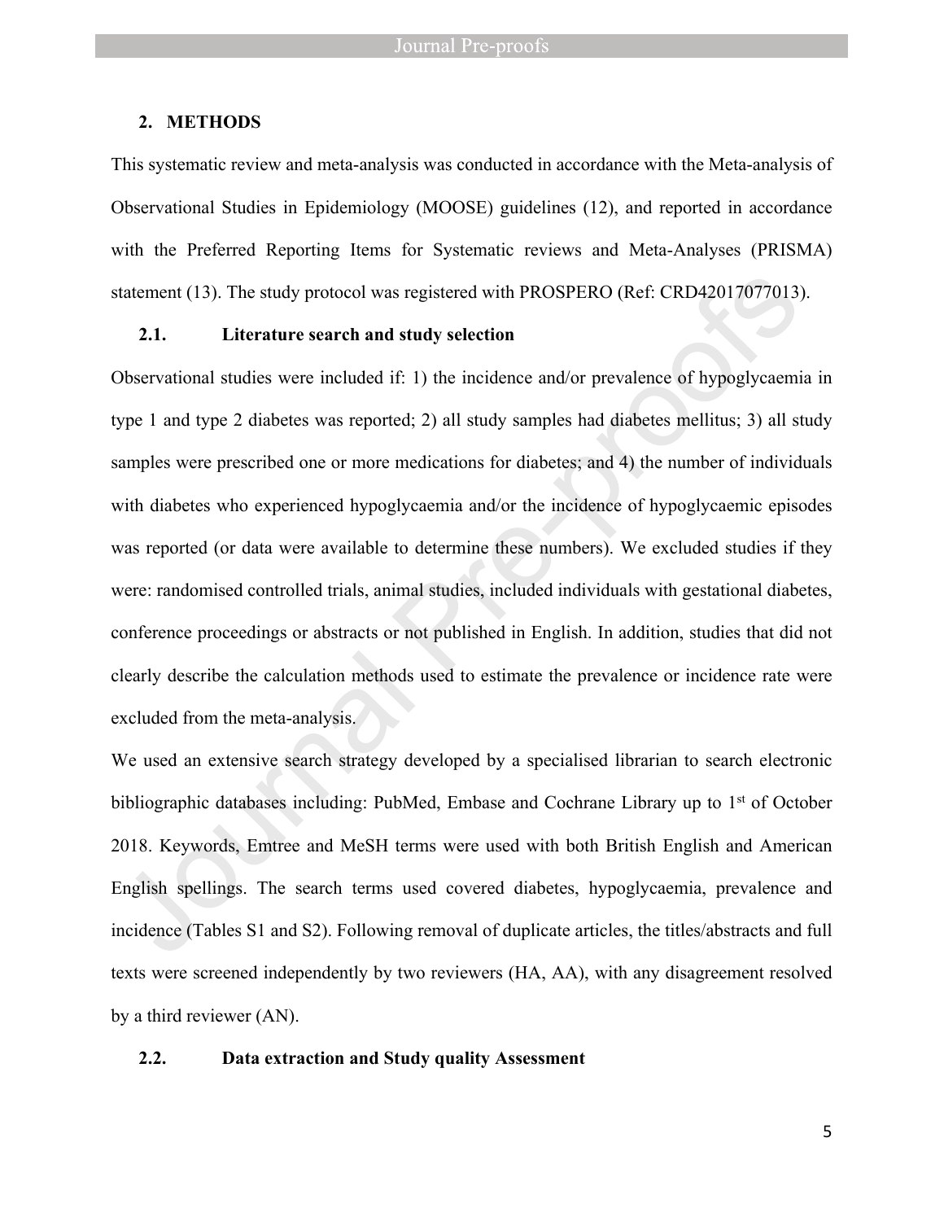## 2. METHODS

This systematic review and meta-analysis was conducted in accordance with the Meta-analysis of Observational Studies in Epidemiology (MOOSE) guidelines (12), and reported in accordance with the Preferred Reporting Items for Systematic reviews and Meta-Analyses (PRISMA) statement (13). The study protocol was registered with PROSPERO (Ref: CRD42017077013).

### 2.1. Literature search and study selection

Observational studies were included if: 1) the incidence and/or prevalence of hypoglycaemia in type 1 and type 2 diabetes was reported; 2) all study samples had diabetes mellitus; 3) all study samples were prescribed one or more medications for diabetes; and 4) the number of individuals with diabetes who experienced hypoglycaemia and/or the incidence of hypoglycaemic episodes was reported (or data were available to determine these numbers). We excluded studies if they were: randomised controlled trials, animal studies, included individuals with gestational diabetes, conference proceedings or abstracts or not published in English. In addition, studies that did not clearly describe the calculation methods used to estimate the prevalence or incidence rate were excluded from the meta-analysis.

We used an extensive search strategy developed by a specialised librarian to search electronic bibliographic databases including: PubMed, Embase and Cochrane Library up to 1st of October 2018. Keywords, Emtree and MeSH terms were used with both British English and American English spellings. The search terms used covered diabetes, hypoglycaemia, prevalence and incidence (Tables S1 and S2). Following removal of duplicate articles, the titles/abstracts and full texts were screened independently by two reviewers (HA, AA), with any disagreement resolved by a third reviewer (AN).

### 2.2. Data extraction and Study quality Assessment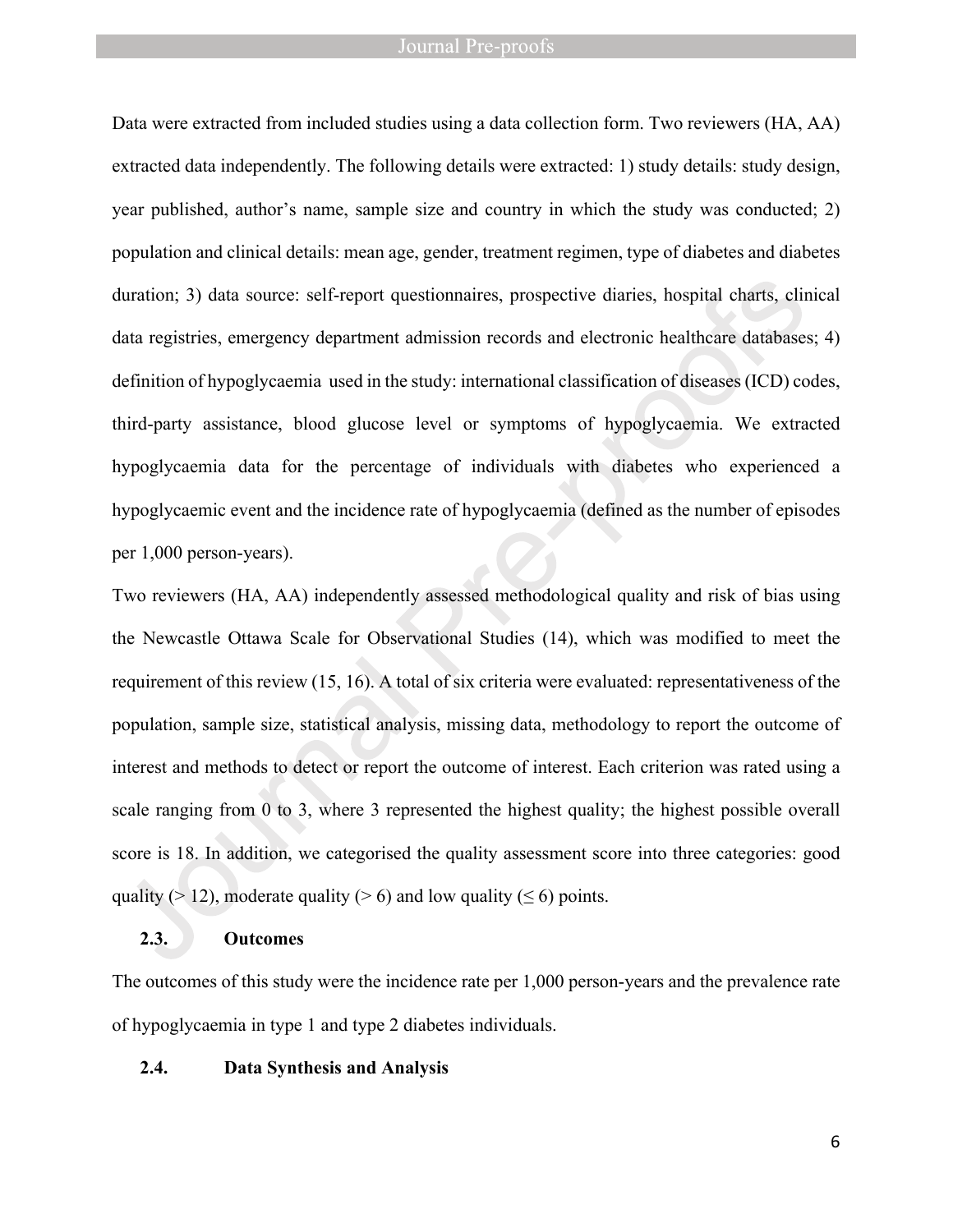Data were extracted from included studies using a data collection form. Two reviewers (HA, AA) extracted data independently. The following details were extracted: 1) study details: study design, year published, author's name, sample size and country in which the study was conducted; 2) population and clinical details: mean age, gender, treatment regimen, type of diabetes and diabetes duration; 3) data source: self-report questionnaires, prospective diaries, hospital charts, clinical data registries, emergency department admission records and electronic healthcare databases; 4) definition of hypoglycaemia used in the study: international classification of diseases (ICD) codes, third-party assistance, blood glucose level or symptoms of hypoglycaemia. We extracted hypoglycaemia data for the percentage of individuals with diabetes who experienced a hypoglycaemic event and the incidence rate of hypoglycaemia (defined as the number of episodes per 1,000 person-years).

Two reviewers (HA, AA) independently assessed methodological quality and risk of bias using the Newcastle Ottawa Scale for Observational Studies (14), which was modified to meet the requirement of this review (15, 16). A total of six criteria were evaluated: representativeness of the population, sample size, statistical analysis, missing data, methodology to report the outcome of interest and methods to detect or report the outcome of interest. Each criterion was rated using a scale ranging from 0 to 3, where 3 represented the highest quality; the highest possible overall score is 18. In addition, we categorised the quality assessment score into three categories: good quality (> 12), moderate quality (> 6) and low quality (≤ 6) points.

### 2.3. Outcomes

The outcomes of this study were the incidence rate per 1,000 person-years and the prevalence rate of hypoglycaemia in type 1 and type 2 diabetes individuals.

### 2.4. Data Synthesis and Analysis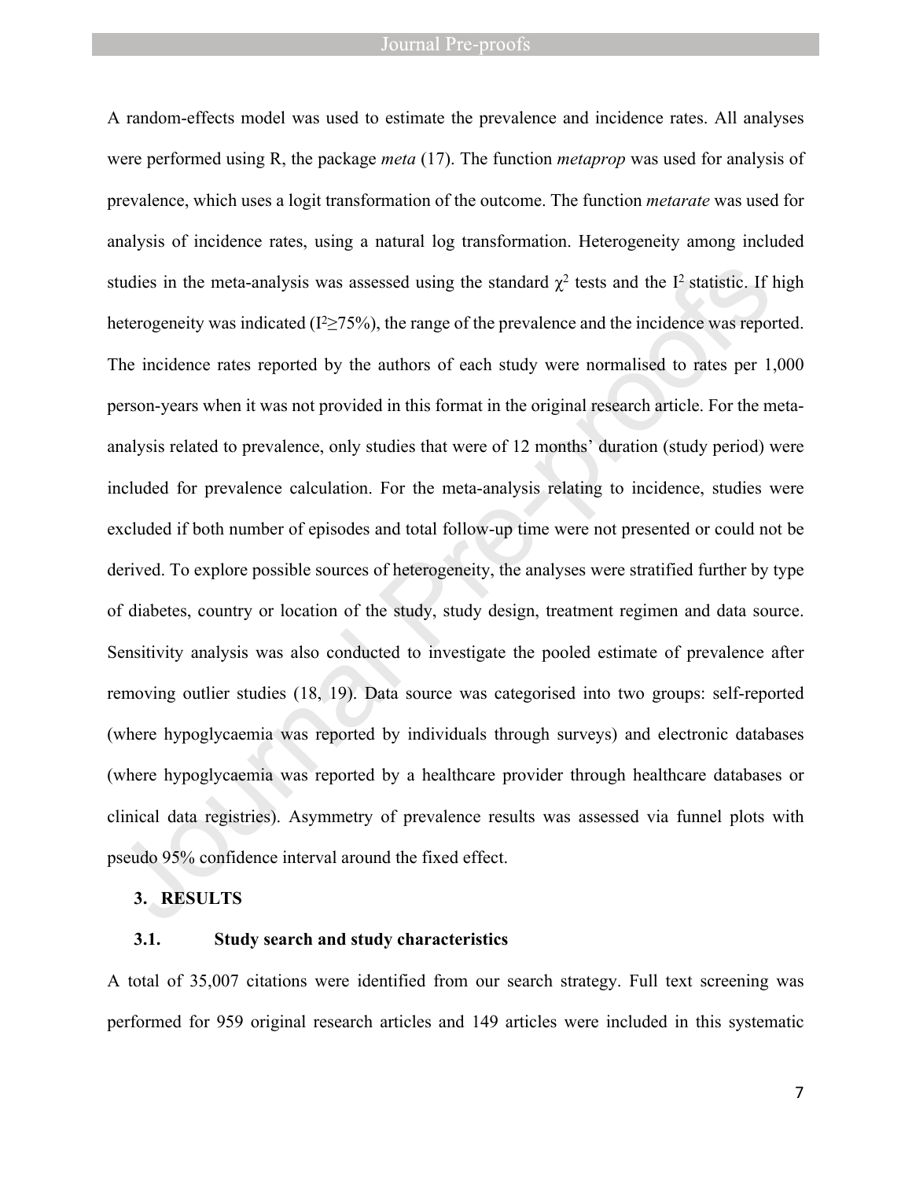A random-effects model was used to estimate the prevalence and incidence rates. All analyses were performed using R, the package *meta* (17). The function *metaprop* was used for analysis of prevalence, which uses a logit transformation of the outcome. The function *metarate* was used for analysis of incidence rates, using a natural log transformation. Heterogeneity among included studies in the meta-analysis was assessed using the standard $\chi^2$ tests and the $I^2$ statistic. If high heterogeneity was indicated ($I^2 \geq 75\%$), the range of the prevalence and the incidence was reported. The incidence rates reported by the authors of each study were normalised to rates per 1,000 person-years when it was not provided in this format in the original research article. For the meta-analysis related to prevalence, only studies that were of 12 months' duration (study period) were included for prevalence calculation. For the meta-analysis relating to incidence, studies were excluded if both number of episodes and total follow-up time were not presented or could not be derived. To explore possible sources of heterogeneity, the analyses were stratified further by type of diabetes, country or location of the study, study design, treatment regimen and data source. Sensitivity analysis was also conducted to investigate the pooled estimate of prevalence after removing outlier studies (18, 19). Data source was categorised into two groups: self-reported (where hypoglycaemia was reported by individuals through surveys) and electronic databases (where hypoglycaemia was reported by a healthcare provider through healthcare databases or clinical data registries). Asymmetry of prevalence results was assessed via funnel plots with pseudo 95% confidence interval around the fixed effect.

## 3. RESULTS

### 3.1. Study search and study characteristics

A total of 35,007 citations were identified from our search strategy. Full text screening was performed for 959 original research articles and 149 articles were included in this systematic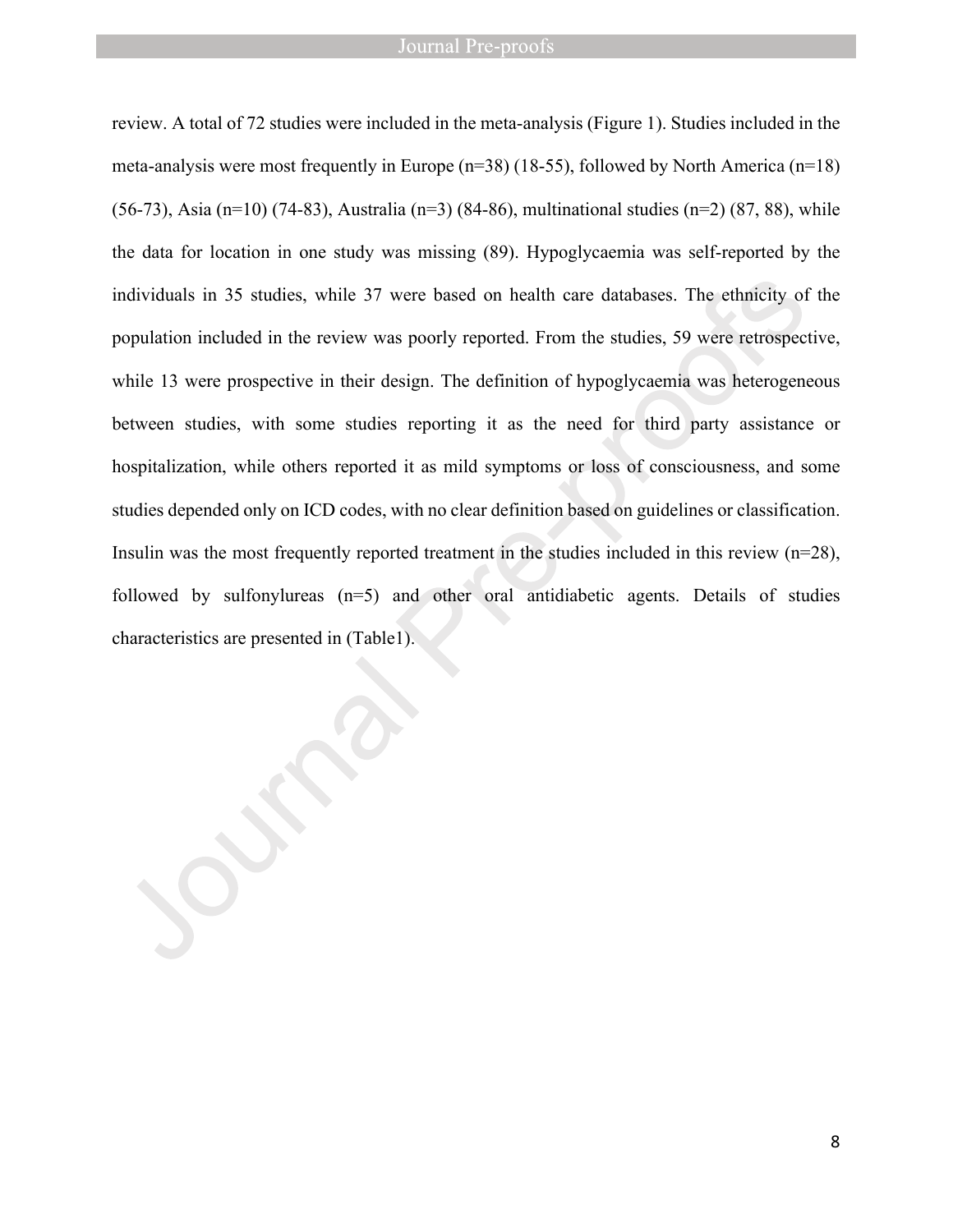review. A total of 72 studies were included in the meta-analysis (Figure 1). Studies included in the meta-analysis were most frequently in Europe (n=38) (18-55), followed by North America (n=18) (56-73), Asia (n=10) (74-83), Australia (n=3) (84-86), multinational studies (n=2) (87, 88), while the data for location in one study was missing (89). Hypoglycaemia was self-reported by the individuals in 35 studies, while 37 were based on health care databases. The ethnicity of the population included in the review was poorly reported. From the studies, 59 were retrospective, while 13 were prospective in their design. The definition of hypoglycaemia was heterogeneous between studies, with some studies reporting it as the need for third party assistance or hospitalization, while others reported it as mild symptoms or loss of consciousness, and some studies depended only on ICD codes, with no clear definition based on guidelines or classification. Insulin was the most frequently reported treatment in the studies included in this review (n=28), followed by sulfonylureas (n=5) and other oral antidiabetic agents. Details of studies characteristics are presented in (Table1).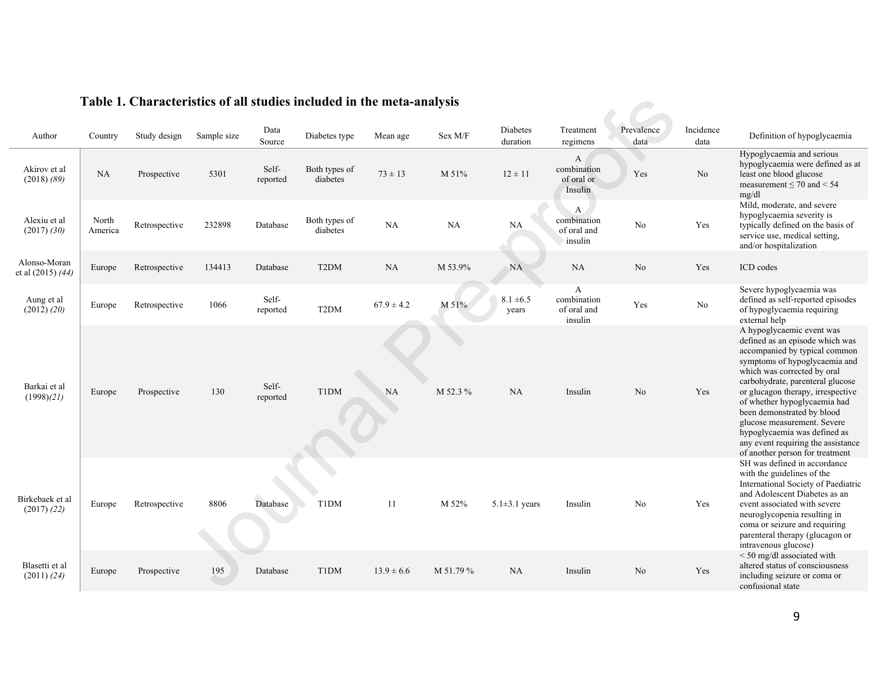**Table 1. Characteristics of all studies included in the meta-analysis**

| Author | Country | Study design | Sample size | Data Source | Diabetes type | Mean age | Sex M/F | Diabetes duration | Treatment regimens | Prevalence data | Incidence data | Definition of hypoglycaemia |
|---|---|---|---|---|---|---|---|---|---|---|---|---|
| Akirov et al (2018) *(89)* | NA | Prospective | 5301 | Self-reported | Both types of diabetes | 73 ± 13 | M 51% | 12 ± 11 | A combination of oral or Insulin | Yes | No | Hypoglycaemia and serious hypoglycaemia were defined as at least one blood glucose measurement ≤ 70 and < 54 mg/dl |
| Alexiu et al (2017) *(30)* | North America | Retrospective | 232898 | Database | Both types of diabetes | NA | NA | NA | A combination of oral and insulin | No | Yes | Mild, moderate, and severe hypoglycaemia severity is typically defined on the basis of service use, medical setting, and/or hospitalization |
| Alonso-Moran et al (2015) *(44)* | Europe | Retrospective | 134413 | Database | T2DM | NA | M 53.9% | NA | NA | No | Yes | ICD codes |
| Aung et al (2012) *(20)* | Europe | Retrospective | 1066 | Self-reported | T2DM | 67.9 ± 4.2 | M 51% | 8.1 ±6.5 years | A combination of oral and insulin | Yes | No | Severe hypoglycaemia was defined as self-reported episodes of hypoglycaemia requiring external help |
| Barkai et al (1998)*(21)* | Europe | Prospective | 130 | Self-reported | T1DM | NA | M 52.3 % | NA | Insulin | No | Yes | A hypoglycaemic event was defined as an episode which was accompanied by typical common symptoms of hypoglycaemia and which was corrected by oral carbohydrate, parenteral glucose or glucagon therapy, irrespective of whether hypoglycaemia had been demonstrated by blood glucose measurement. Severe hypoglycaemia was defined as any event requiring the assistance of another person for treatment |
| Birkebaek et al (2017) *(22)* | Europe | Retrospective | 8806 | Database | T1DM | 11 | M 52% | 5.1±3.1 years | Insulin | No | Yes | SH was defined in accordance with the guidelines of the International Society of Paediatric and Adolescent Diabetes as an event associated with severe neuroglycopenia resulting in coma or seizure and requiring parenteral therapy (glucagon or intravenous glucose) |
| Blasetti et al (2011) *(24)* | Europe | Prospective | 195 | Database | T1DM | 13.9 ± 6.6 | M 51.79 % | NA | Insulin | No | Yes | < 50 mg/dl associated with altered status of consciousness including seizure or coma or confusional state |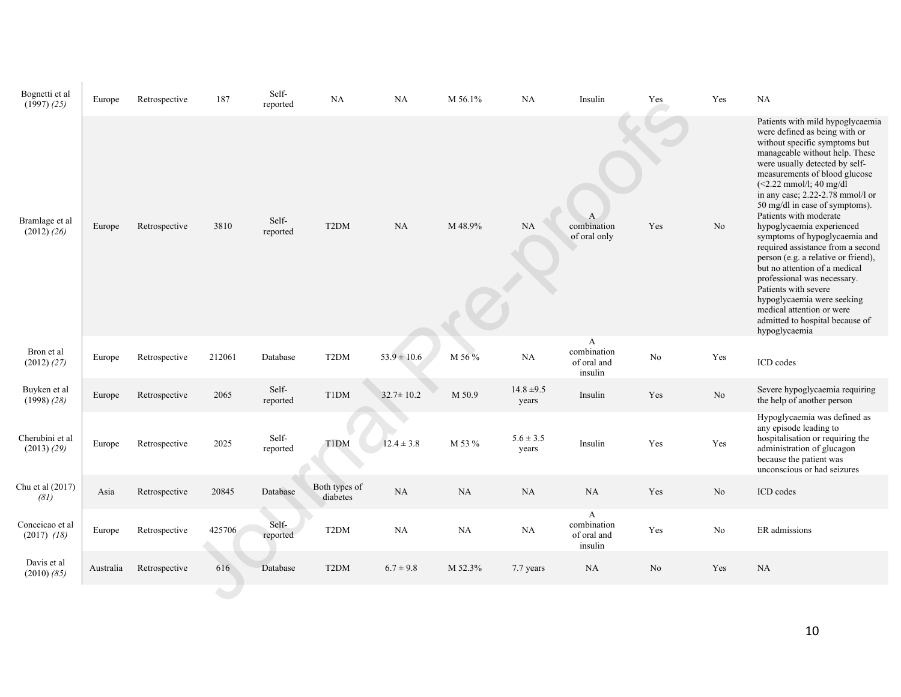| | | | | | | | | | | | | |
|---|---|---|---|---|---|---|---|---|---|---|---|---|
| Bognetti et al (1997) *(25)* | Europe | Retrospective | 187 | Self-reported | NA | NA | M 56.1% | NA | Insulin | Yes | Yes | NA |
| Bramlage et al (2012) *(26)* | Europe | Retrospective | 3810 | Self-reported | T2DM | NA | M 48.9% | NA | A combination of oral only | Yes | No | Patients with mild hypoglycaemia were defined as being with or without specific symptoms but manageable without help. These were usually detected by self-measurements of blood glucose (<2.22 mmol/l; 40 mg/dl in any case; 2.22-2.78 mmol/l or 50 mg/dl in case of symptoms). Patients with moderate hypoglycaemia experienced symptoms of hypoglycaemia and required assistance from a second person (e.g. a relative or friend), but no attention of a medical professional was necessary. Patients with severe hypoglycaemia were seeking medical attention or were admitted to hospital because of hypoglycaemia |
| Bron et al (2012) *(27)* | Europe | Retrospective | 212061 | Database | T2DM | 53.9 ± 10.6 | M 56 % | NA | A combination of oral and insulin | No | Yes | ICD codes |
| Buyken et al (1998) *(28)* | Europe | Retrospective | 2065 | Self-reported | T1DM | 32.7± 10.2 | M 50.9 | 14.8 ±9.5 years | Insulin | Yes | No | Severe hypoglycaemia requiring the help of another person |
| Cherubini et al (2013) *(29)* | Europe | Retrospective | 2025 | Self-reported | T1DM | 12.4 ± 3.8 | M 53 % | 5.6 ± 3.5 years | Insulin | Yes | Yes | Hypoglycaemia was defined as any episode leading to hospitalisation or requiring the administration of glucagon because the patient was unconscious or had seizures |
| Chu et al (2017) *(81)* | Asia | Retrospective | 20845 | Database | Both types of diabetes | NA | NA | NA | NA | Yes | No | ICD codes |
| Conceicao et al (2017) *(18)* | Europe | Retrospective | 425706 | Self-reported | T2DM | NA | NA | NA | A combination of oral and insulin | Yes | No | ER admissions |
| Davis et al (2010) *(85)* | Australia | Retrospective | 616 | Database | T2DM | 6.7 ± 9.8 | M 52.3% | 7.7 years | NA | No | Yes | NA |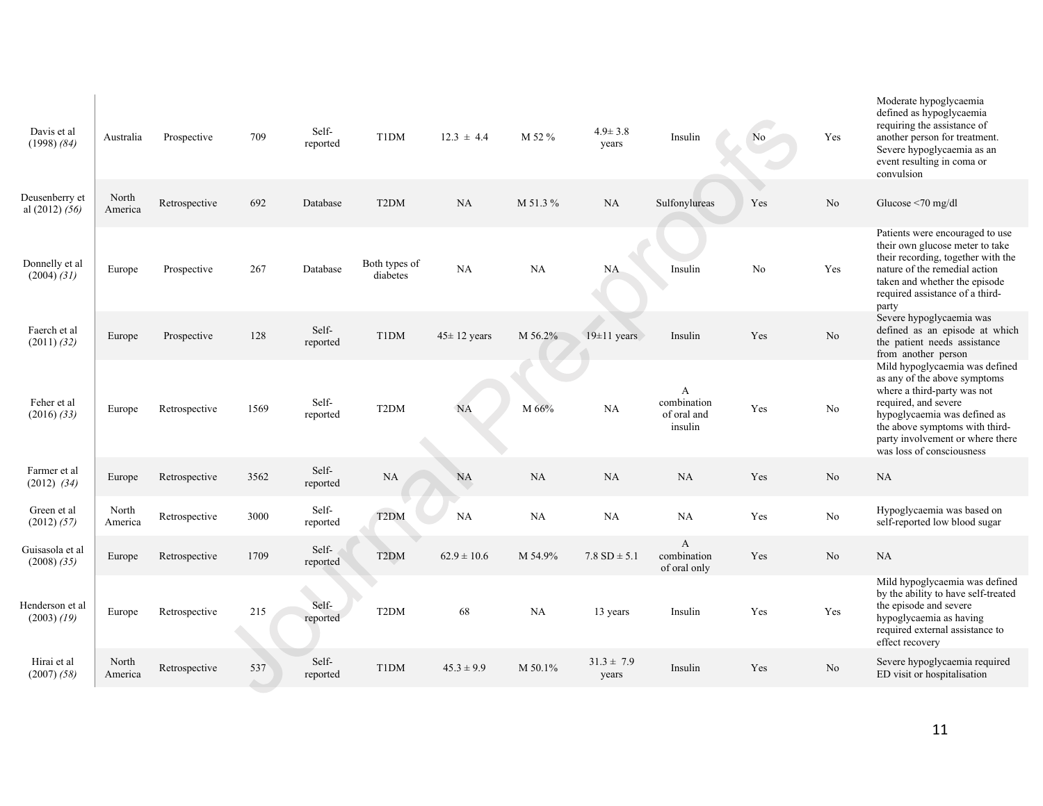| | | | | | | | | | | | | |
|---|---|---|---|---|---|---|---|---|---|---|---|---|
| Davis et al (1998) *(84)* | Australia | Prospective | 709 | Self-reported | T1DM | 12.3 ± 4.4 | M 52 % | 4.9± 3.8 years | Insulin | No | Yes | Moderate hypoglycaemia defined as hypoglycaemia requiring the assistance of another person for treatment. Severe hypoglycaemia as an event resulting in coma or convulsion |
| Deusenberry et al (2012) *(56)* | North America | Retrospective | 692 | Database | T2DM | NA | M 51.3 % | NA | Sulfonylureas | Yes | No | Glucose <70 mg/dl |
| Donnelly et al (2004) *(31)* | Europe | Prospective | 267 | Database | Both types of diabetes | NA | NA | NA | Insulin | No | Yes | Patients were encouraged to use their own glucose meter to take their recording, together with the nature of the remedial action taken and whether the episode required assistance of a third-party |
| Faerch et al (2011) *(32)* | Europe | Prospective | 128 | Self-reported | T1DM | 45± 12 years | M 56.2% | 19±11 years | Insulin | Yes | No | Severe hypoglycaemia was defined as an episode at which the patient needs assistance from another person |
| Feher et al (2016) *(33)* | Europe | Retrospective | 1569 | Self-reported | T2DM | NA | M 66% | NA | A combination of oral and insulin | Yes | No | Mild hypoglycaemia was defined as any of the above symptoms where a third-party was not required, and severe hypoglycaemia was defined as the above symptoms with third-party involvement or where there was loss of consciousness |
| Farmer et al (2012) *(34)* | Europe | Retrospective | 3562 | Self-reported | NA | NA | NA | NA | NA | Yes | No | NA |
| Green et al (2012) *(57)* | North America | Retrospective | 3000 | Self-reported | T2DM | NA | NA | NA | NA | Yes | No | Hypoglycaemia was based on self-reported low blood sugar |
| Guisasola et al (2008) *(35)* | Europe | Retrospective | 1709 | Self-reported | T2DM | 62.9 ± 10.6 | M 54.9% | 7.8 SD ± 5.1 | A combination of oral only | Yes | No | NA |
| Henderson et al (2003) *(19)* | Europe | Retrospective | 215 | Self-reported | T2DM | 68 | NA | 13 years | Insulin | Yes | Yes | Mild hypoglycaemia was defined by the ability to have self-treated the episode and severe hypoglycaemia as having required external assistance to effect recovery |
| Hirai et al (2007) *(58)* | North America | Retrospective | 537 | Self-reported | T1DM | 45.3 ± 9.9 | M 50.1% | 31.3 ± 7.9 years | Insulin | Yes | No | Severe hypoglycaemia required ED visit or hospitalisation |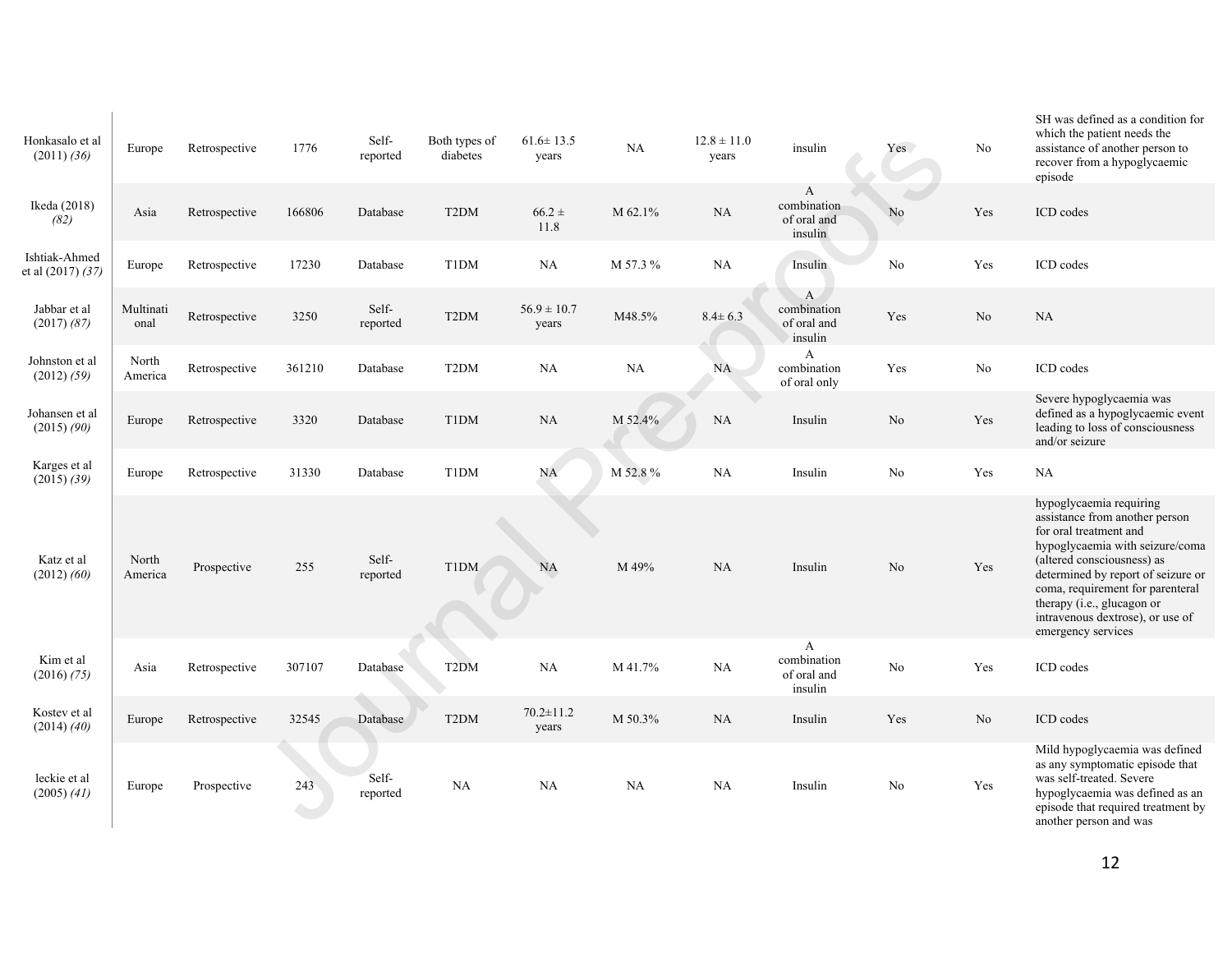| | | | | | | | | | | | | |
|---|---|---|---|---|---|---|---|---|---|---|---|---|
| Honkasalo et al (2011) *(36)* | Europe | Retrospective | 1776 | Self-reported | Both types of diabetes | 61.6± 13.5 years | NA | 12.8 ± 11.0 years | insulin | Yes | No | SH was defined as a condition for which the patient needs the assistance of another person to recover from a hypoglycaemic episode |
| Ikeda (2018) *(82)* | Asia | Retrospective | 166806 | Database | T2DM | 66.2 ± 11.8 | M 62.1% | NA | A combination of oral and insulin | No | Yes | ICD codes |
| Ishtiak-Ahmed et al (2017) *(37)* | Europe | Retrospective | 17230 | Database | T1DM | NA | M 57.3 % | NA | Insulin | No | Yes | ICD codes |
| Jabbar et al (2017) *(87)* | Multinational | Retrospective | 3250 | Self-reported | T2DM | 56.9 ± 10.7 years | M48.5% | 8.4± 6.3 | A combination of oral and insulin | Yes | No | NA |
| Johnston et al (2012) *(59)* | North America | Retrospective | 361210 | Database | T2DM | NA | NA | NA | A combination of oral only | Yes | No | ICD codes |
| Johansen et al (2015) *(90)* | Europe | Retrospective | 3320 | Database | T1DM | NA | M 52.4% | NA | Insulin | No | Yes | Severe hypoglycaemia was defined as a hypoglycaemic event leading to loss of consciousness and/or seizure |
| Karges et al (2015) *(39)* | Europe | Retrospective | 31330 | Database | T1DM | NA | M 52.8 % | NA | Insulin | No | Yes | NA |
| Katz et al (2012) *(60)* | North America | Prospective | 255 | Self-reported | T1DM | NA | M 49% | NA | Insulin | No | Yes | hypoglycaemia requiring assistance from another person for oral treatment and hypoglycaemia with seizure/coma (altered consciousness) as determined by report of seizure or coma, requirement for parenteral therapy (i.e., glucagon or intravenous dextrose), or use of emergency services |
| Kim et al (2016) *(75)* | Asia | Retrospective | 307107 | Database | T2DM | NA | M 41.7% | NA | A combination of oral and insulin | No | Yes | ICD codes |
| Kostev et al (2014) *(40)* | Europe | Retrospective | 32545 | Database | T2DM | 70.2±11.2 years | M 50.3% | NA | Insulin | Yes | No | ICD codes |
| leckie et al (2005) *(41)* | Europe | Prospective | 243 | Self-reported | NA | NA | NA | NA | Insulin | No | Yes | Mild hypoglycaemia was defined as any symptomatic episode that was self-treated. Severe hypoglycaemia was defined as an episode that required treatment by another person and was |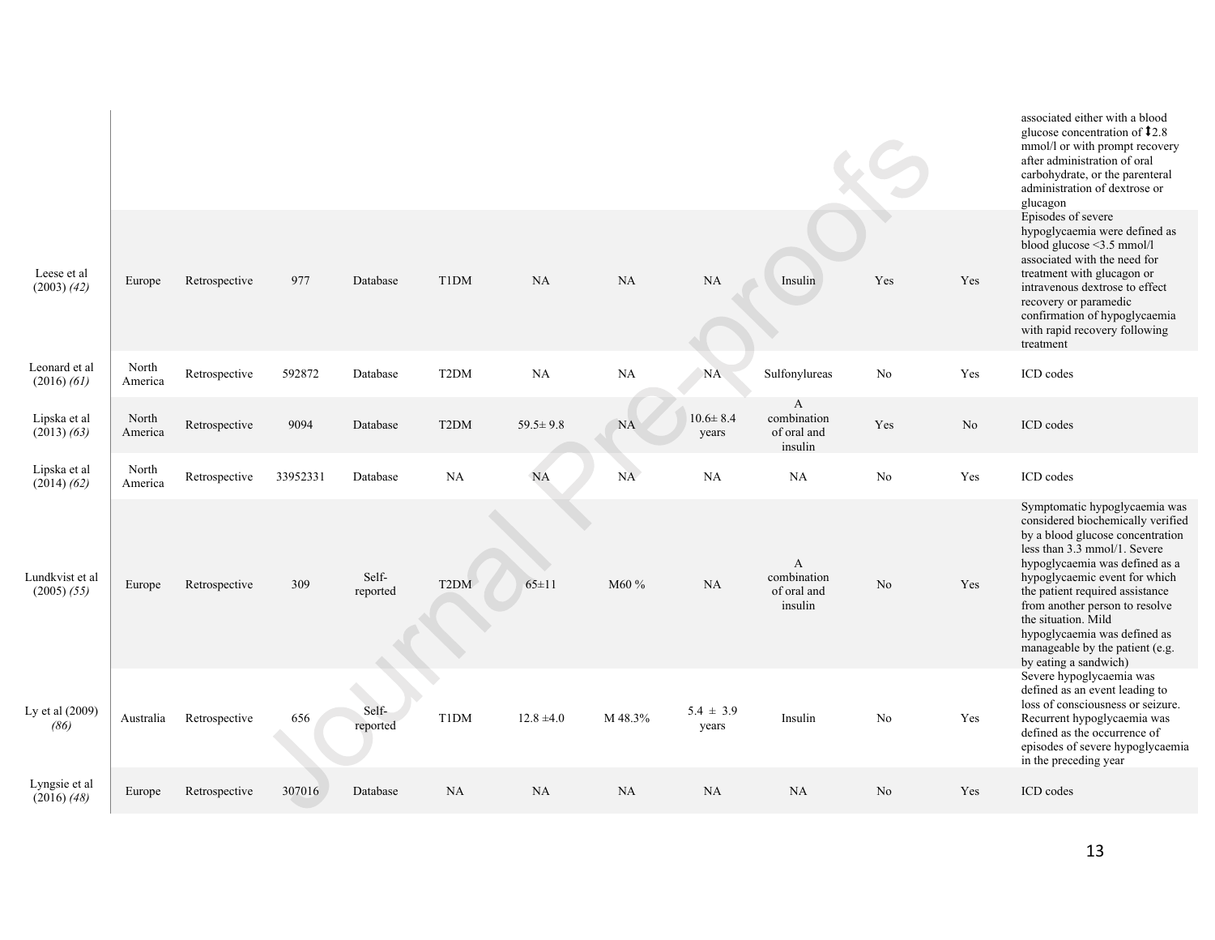| | | | | | | | | | | | | |
|---|---|---|---|---|---|---|---|---|---|---|---|---|
| | | | | | | | | | | | | associated either with a blood glucose concentration of ⇕2.8 mmol/l or with prompt recovery after administration of oral carbohydrate, or the parenteral administration of dextrose or glucagon |
| Leese et al (2003) *(42)* | Europe | Retrospective | 977 | Database | T1DM | NA | NA | NA | Insulin | Yes | Yes | Episodes of severe hypoglycaemia were defined as blood glucose <3.5 mmol/l associated with the need for treatment with glucagon or intravenous dextrose to effect recovery or paramedic confirmation of hypoglycaemia with rapid recovery following treatment |
| Leonard et al (2016) *(61)* | North America | Retrospective | 592872 | Database | T2DM | NA | NA | NA | Sulfonylureas | No | Yes | ICD codes |
| Lipska et al (2013) *(63)* | North America | Retrospective | 9094 | Database | T2DM | 59.5± 9.8 | NA | 10.6± 8.4 years | A combination of oral and insulin | Yes | No | ICD codes |
| Lipska et al (2014) *(62)* | North America | Retrospective | 33952331 | Database | NA | NA | NA | NA | NA | No | Yes | ICD codes |
| Lundkvist et al (2005) *(55)* | Europe | Retrospective | 309 | Self-reported | T2DM | 65±11 | M60 % | NA | A combination of oral and insulin | No | Yes | Symptomatic hypoglycaemia was considered biochemically verified by a blood glucose concentration less than 3.3 mmol/1. Severe hypoglycaemia was defined as a hypoglycaemic event for which the patient required assistance from another person to resolve the situation. Mild hypoglycaemia was defined as manageable by the patient (e.g. by eating a sandwich) |
| Ly et al (2009) *(86)* | Australia | Retrospective | 656 | Self-reported | T1DM | 12.8 ±4.0 | M 48.3% | 5.4 ± 3.9 years | Insulin | No | Yes | Severe hypoglycaemia was defined as an event leading to loss of consciousness or seizure. Recurrent hypoglycaemia was defined as the occurrence of episodes of severe hypoglycaemia in the preceding year |
| Lyngsie et al (2016) *(48)* | Europe | Retrospective | 307016 | Database | NA | NA | NA | NA | NA | No | Yes | ICD codes |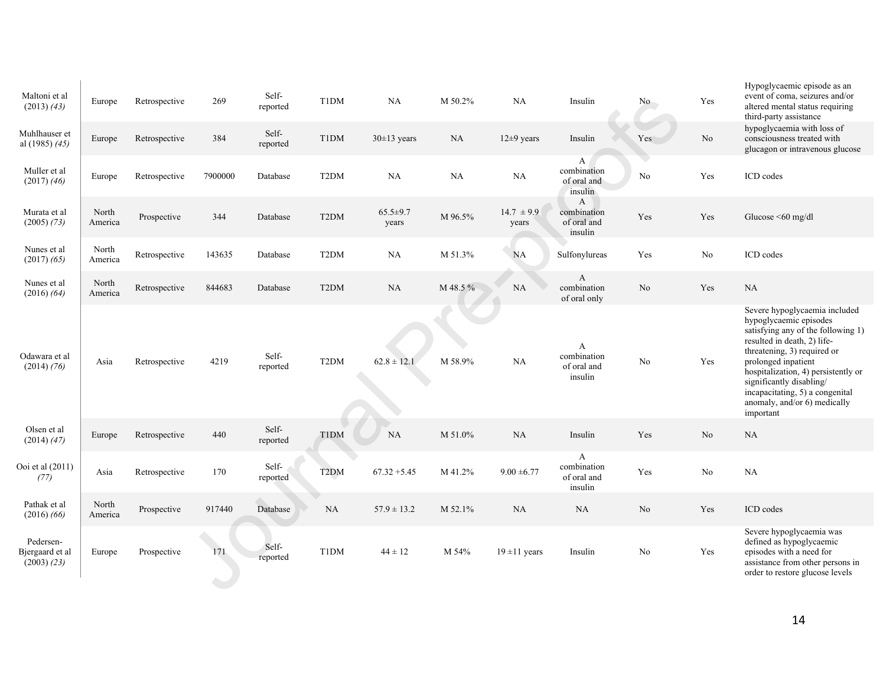| | | | | | | | | | | | | |
|---|---|---|---|---|---|---|---|---|---|---|---|---|
| Maltoni et al (2013) *(43)* | Europe | Retrospective | 269 | Self-reported | T1DM | NA | M 50.2% | NA | Insulin | No | Yes | Hypoglycaemic episode as an event of coma, seizures and/or altered mental status requiring third-party assistance |
| Muhlhauser et al (1985) *(45)* | Europe | Retrospective | 384 | Self-reported | T1DM | 30±13 years | NA | 12±9 years | Insulin | Yes | No | hypoglycaemia with loss of consciousness treated with glucagon or intravenous glucose |
| Muller et al (2017) *(46)* | Europe | Retrospective | 7900000 | Database | T2DM | NA | NA | NA | A combination of oral and insulin | No | Yes | ICD codes |
| Murata et al (2005) *(73)* | North America | Prospective | 344 | Database | T2DM | 65.5±9.7 years | M 96.5% | 14.7 ± 9.9 years | A combination of oral and insulin | Yes | Yes | Glucose <60 mg/dl |
| Nunes et al (2017) *(65)* | North America | Retrospective | 143635 | Database | T2DM | NA | M 51.3% | NA | Sulfonylureas | Yes | No | ICD codes |
| Nunes et al (2016) *(64)* | North America | Retrospective | 844683 | Database | T2DM | NA | M 48.5 % | NA | A combination of oral only | No | Yes | NA |
| Odawara et al (2014) *(76)* | Asia | Retrospective | 4219 | Self-reported | T2DM | 62.8 ± 12.1 | M 58.9% | NA | A combination of oral and insulin | No | Yes | Severe hypoglycaemia included hypoglycaemic episodes satisfying any of the following 1) resulted in death, 2) life-threatening, 3) required or prolonged inpatient hospitalization, 4) persistently or significantly disabling/ incapacitating, 5) a congenital anomaly, and/or 6) medically important |
| Olsen et al (2014) *(47)* | Europe | Retrospective | 440 | Self-reported | T1DM | NA | M 51.0% | NA | Insulin | Yes | No | NA |
| Ooi et al (2011) *(77)* | Asia | Retrospective | 170 | Self-reported | T2DM | 67.32 +5.45 | M 41.2% | 9.00 ±6.77 | A combination of oral and insulin | Yes | No | NA |
| Pathak et al (2016) *(66)* | North America | Prospective | 917440 | Database | NA | 57.9 ± 13.2 | M 52.1% | NA | NA | No | Yes | ICD codes |
| Pedersen-Bjergaard et al (2003) *(23)* | Europe | Prospective | 171 | Self-reported | T1DM | 44 ± 12 | M 54% | 19 ±11 years | Insulin | No | Yes | Severe hypoglycaemia was defined as hypoglycaemic episodes with a need for assistance from other persons in order to restore glucose levels |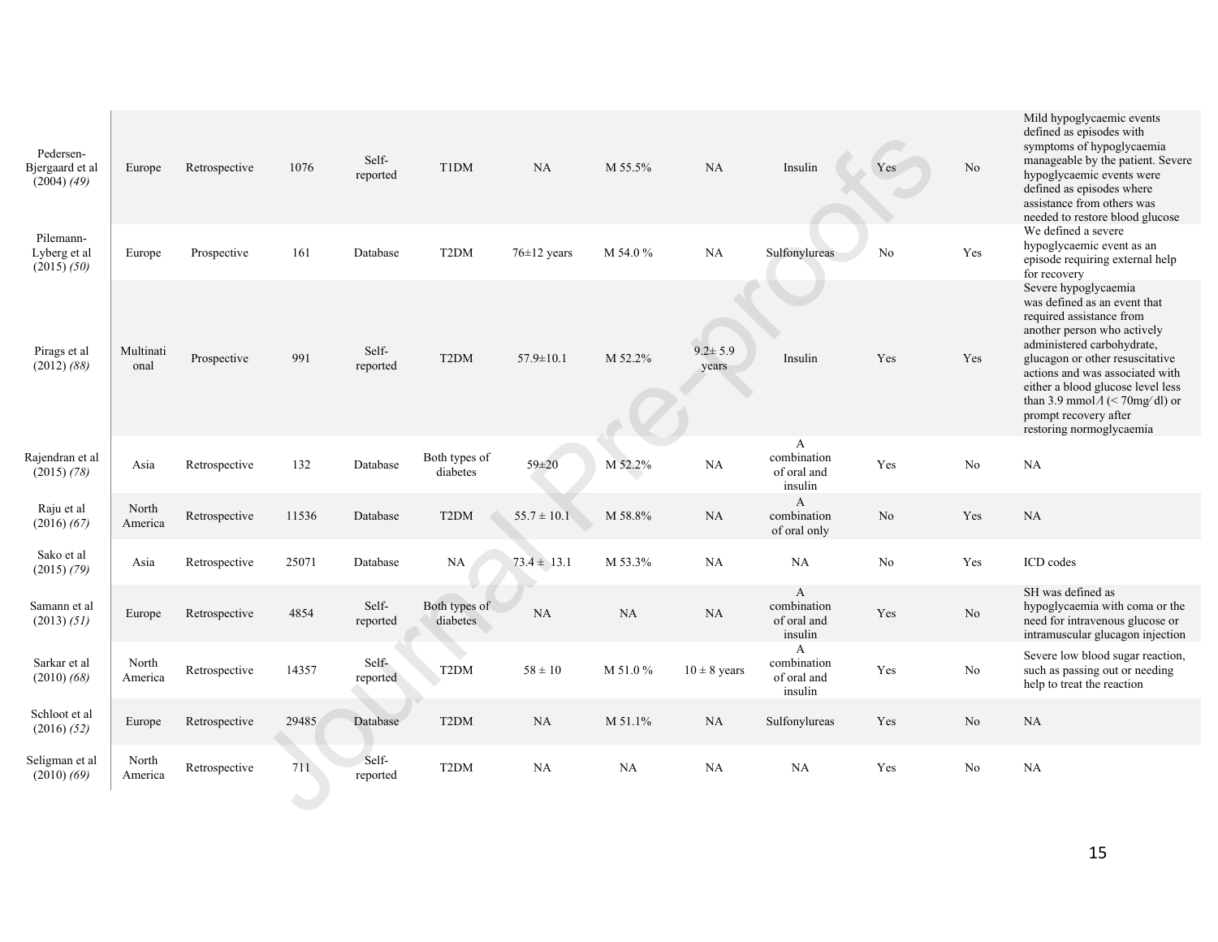| | | | | | | | | | | | | |
|---|---|---|---|---|---|---|---|---|---|---|---|---|
| Pedersen-Bjergaard et al (2004) *(49)* | Europe | Retrospective | 1076 | Self-reported | T1DM | NA | M 55.5% | NA | Insulin | Yes | No | Mild hypoglycaemic events defined as episodes with symptoms of hypoglycaemia manageable by the patient. Severe hypoglycaemic events were defined as episodes where assistance from others was needed to restore blood glucose |
| Pilemann-Lyberg et al (2015) *(50)* | Europe | Prospective | 161 | Database | T2DM | 76±12 years | M 54.0 % | NA | Sulfonylureas | No | Yes | We defined a severe hypoglycaemic event as an episode requiring external help for recovery |
| Pirags et al (2012) *(88)* | Multinational | Prospective | 991 | Self-reported | T2DM | 57.9±10.1 | M 52.2% | 9.2± 5.9 years | Insulin | Yes | Yes | Severe hypoglycaemia was defined as an event that required assistance from another person who actively administered carbohydrate, glucagon or other resuscitative actions and was associated with either a blood glucose level less than 3.9 mmol/l (< 70mg/dl) or prompt recovery after restoring normoglycaemia |
| Rajendran et al (2015) *(78)* | Asia | Retrospective | 132 | Database | Both types of diabetes | 59±20 | M 52.2% | NA | A combination of oral and insulin | Yes | No | NA |
| Raju et al (2016) *(67)* | North America | Retrospective | 11536 | Database | T2DM | 55.7 ± 10.1 | M 58.8% | NA | A combination of oral only | No | Yes | NA |
| Sako et al (2015) *(79)* | Asia | Retrospective | 25071 | Database | NA | 73.4 ± 13.1 | M 53.3% | NA | NA | No | Yes | ICD codes |
| Samann et al (2013) *(51)* | Europe | Retrospective | 4854 | Self-reported | Both types of diabetes | NA | NA | NA | A combination of oral and insulin | Yes | No | SH was defined as hypoglycaemia with coma or the need for intravenous glucose or intramuscular glucagon injection |
| Sarkar et al (2010) *(68)* | North America | Retrospective | 14357 | Self-reported | T2DM | 58 ± 10 | M 51.0 % | 10 ± 8 years | A combination of oral and insulin | Yes | No | Severe low blood sugar reaction, such as passing out or needing help to treat the reaction |
| Schloot et al (2016) *(52)* | Europe | Retrospective | 29485 | Database | T2DM | NA | M 51.1% | NA | Sulfonylureas | Yes | No | NA |
| Seligman et al (2010) *(69)* | North America | Retrospective | 711 | Self-reported | T2DM | NA | NA | NA | NA | Yes | No | NA |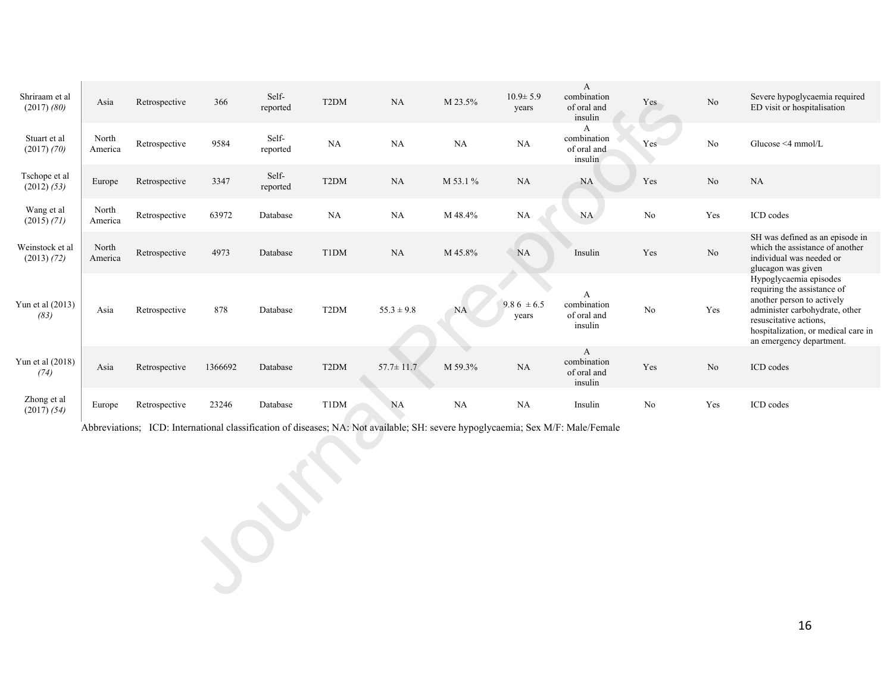| | | | | | | | | | | | | |
|---|---|---|---|---|---|---|---|---|---|---|---|---|
| Shriraam et al (2017) *(80)* | Asia | Retrospective | 366 | Self-reported | T2DM | NA | M 23.5% | 10.9± 5.9 years | A combination of oral and insulin | Yes | No | Severe hypoglycaemia required ED visit or hospitalisation |
| Stuart et al (2017) *(70)* | North America | Retrospective | 9584 | Self-reported | NA | NA | NA | NA | A combination of oral and insulin | Yes | No | Glucose <4 mmol/L |
| Tschope et al (2012) *(53)* | Europe | Retrospective | 3347 | Self-reported | T2DM | NA | M 53.1 % | NA | NA | Yes | No | NA |
| Wang et al (2015) *(71)* | North America | Retrospective | 63972 | Database | NA | NA | M 48.4% | NA | NA | No | Yes | ICD codes |
| Weinstock et al (2013) *(72)* | North America | Retrospective | 4973 | Database | T1DM | NA | M 45.8% | NA | Insulin | Yes | No | SH was defined as an episode in which the assistance of another individual was needed or glucagon was given |
| Yun et al (2013) *(83)* | Asia | Retrospective | 878 | Database | T2DM | 55.3 ± 9.8 | NA | 9.8 6 ± 6.5 years | A combination of oral and insulin | No | Yes | Hypoglycaemia episodes requiring the assistance of another person to actively administer carbohydrate, other resuscitative actions, hospitalization, or medical care in an emergency department. |
| Yun et al (2018) *(74)* | Asia | Retrospective | 1366692 | Database | T2DM | 57.7± 11.7 | M 59.3% | NA | A combination of oral and insulin | Yes | No | ICD codes |
| Zhong et al (2017) *(54)* | Europe | Retrospective | 23246 | Database | T1DM | NA | NA | NA | Insulin | No | Yes | ICD codes |

Abbreviations; ICD: International classification of diseases; NA: Not available; SH: severe hypoglycaemia; Sex M/F: Male/Female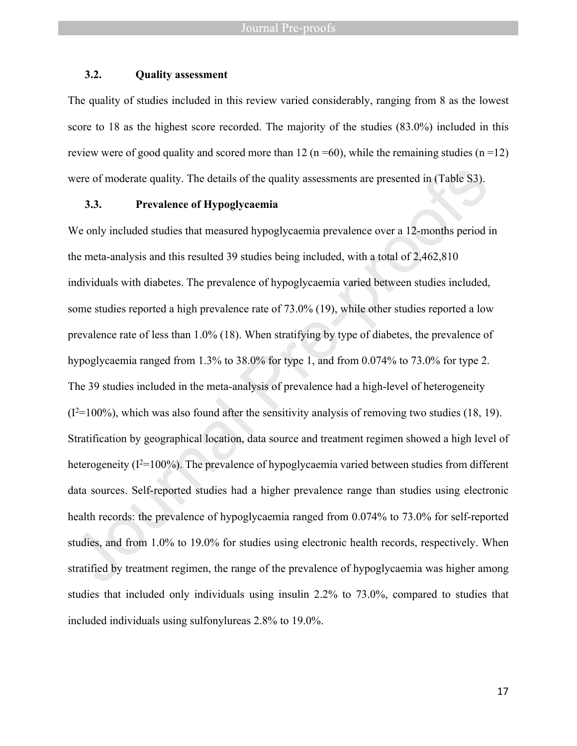### 3.2. Quality assessment

The quality of studies included in this review varied considerably, ranging from 8 as the lowest score to 18 as the highest score recorded. The majority of the studies (83.0%) included in this review were of good quality and scored more than 12 (n =60), while the remaining studies (n =12) were of moderate quality. The details of the quality assessments are presented in (Table S3).

### 3.3. Prevalence of Hypoglycaemia

We only included studies that measured hypoglycaemia prevalence over a 12-months period in the meta-analysis and this resulted 39 studies being included, with a total of 2,462,810 individuals with diabetes. The prevalence of hypoglycaemia varied between studies included, some studies reported a high prevalence rate of 73.0% (19), while other studies reported a low prevalence rate of less than 1.0% (18). When stratifying by type of diabetes, the prevalence of hypoglycaemia ranged from 1.3% to 38.0% for type 1, and from 0.074% to 73.0% for type 2. The 39 studies included in the meta-analysis of prevalence had a high-level of heterogeneity ($I^2$=100%), which was also found after the sensitivity analysis of removing two studies (18, 19). Stratification by geographical location, data source and treatment regimen showed a high level of heterogeneity ($I^2$=100%). The prevalence of hypoglycaemia varied between studies from different data sources. Self-reported studies had a higher prevalence range than studies using electronic health records: the prevalence of hypoglycaemia ranged from 0.074% to 73.0% for self-reported studies, and from 1.0% to 19.0% for studies using electronic health records, respectively. When stratified by treatment regimen, the range of the prevalence of hypoglycaemia was higher among studies that included only individuals using insulin 2.2% to 73.0%, compared to studies that included individuals using sulfonylureas 2.8% to 19.0%.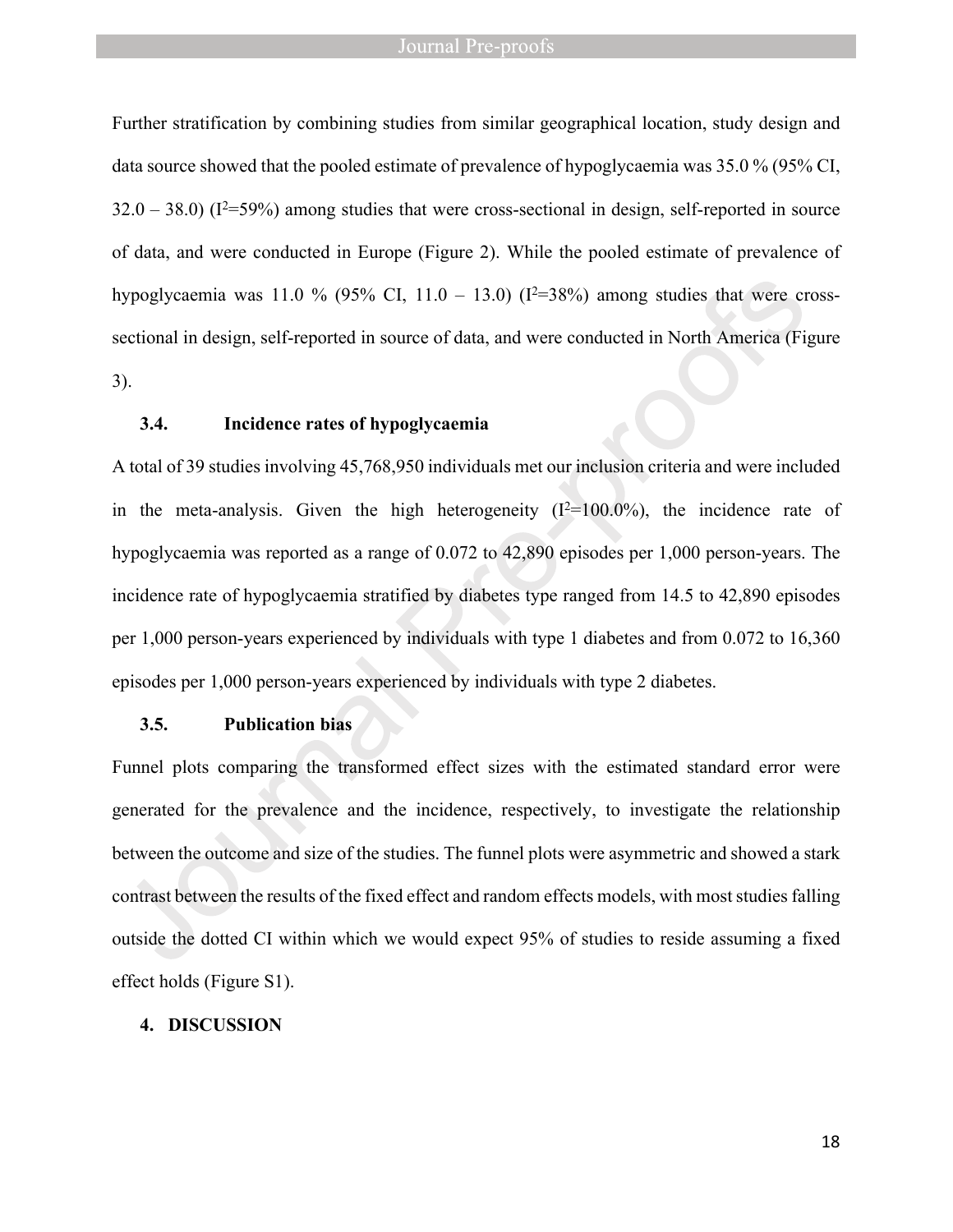Further stratification by combining studies from similar geographical location, study design and data source showed that the pooled estimate of prevalence of hypoglycaemia was 35.0 % (95% CI, 32.0 – 38.0) ($I^2$=59%) among studies that were cross-sectional in design, self-reported in source of data, and were conducted in Europe (Figure 2). While the pooled estimate of prevalence of hypoglycaemia was 11.0 % (95% CI, 11.0 – 13.0) ($I^2$=38%) among studies that were cross-sectional in design, self-reported in source of data, and were conducted in North America (Figure 3).

### 3.4. Incidence rates of hypoglycaemia

A total of 39 studies involving 45,768,950 individuals met our inclusion criteria and were included in the meta-analysis. Given the high heterogeneity ($I^2$=100.0%), the incidence rate of hypoglycaemia was reported as a range of 0.072 to 42,890 episodes per 1,000 person-years. The incidence rate of hypoglycaemia stratified by diabetes type ranged from 14.5 to 42,890 episodes per 1,000 person-years experienced by individuals with type 1 diabetes and from 0.072 to 16,360 episodes per 1,000 person-years experienced by individuals with type 2 diabetes.

### 3.5. Publication bias

Funnel plots comparing the transformed effect sizes with the estimated standard error were generated for the prevalence and the incidence, respectively, to investigate the relationship between the outcome and size of the studies. The funnel plots were asymmetric and showed a stark contrast between the results of the fixed effect and random effects models, with most studies falling outside the dotted CI within which we would expect 95% of studies to reside assuming a fixed effect holds (Figure S1).

## 4. DISCUSSION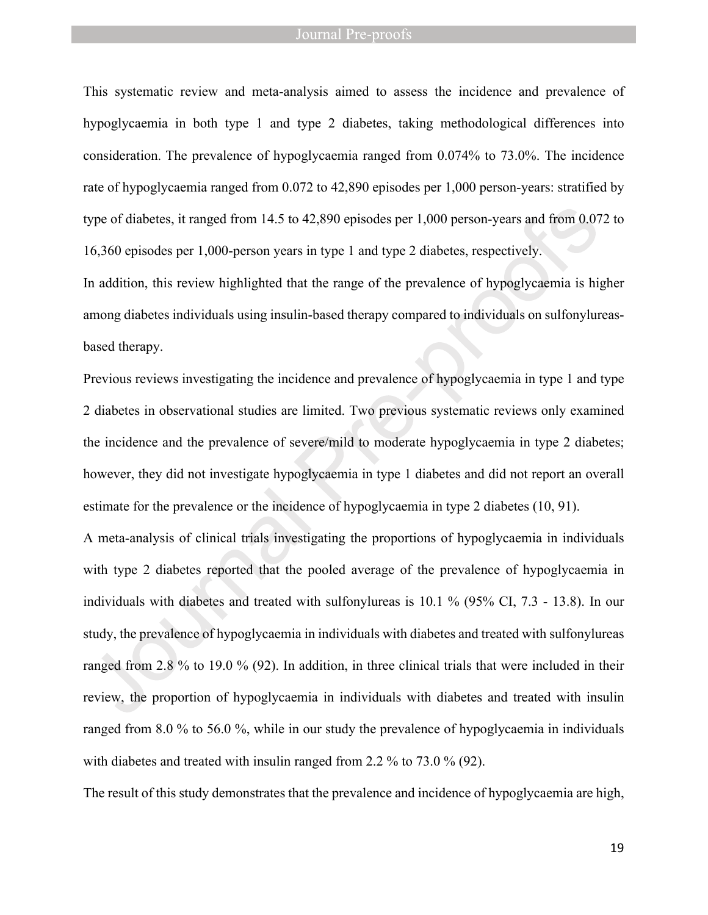This systematic review and meta-analysis aimed to assess the incidence and prevalence of hypoglycaemia in both type 1 and type 2 diabetes, taking methodological differences into consideration. The prevalence of hypoglycaemia ranged from 0.074% to 73.0%. The incidence rate of hypoglycaemia ranged from 0.072 to 42,890 episodes per 1,000 person-years: stratified by type of diabetes, it ranged from 14.5 to 42,890 episodes per 1,000 person-years and from 0.072 to 16,360 episodes per 1,000-person years in type 1 and type 2 diabetes, respectively.

In addition, this review highlighted that the range of the prevalence of hypoglycaemia is higher among diabetes individuals using insulin-based therapy compared to individuals on sulfonylureas-based therapy.

Previous reviews investigating the incidence and prevalence of hypoglycaemia in type 1 and type 2 diabetes in observational studies are limited. Two previous systematic reviews only examined the incidence and the prevalence of severe/mild to moderate hypoglycaemia in type 2 diabetes; however, they did not investigate hypoglycaemia in type 1 diabetes and did not report an overall estimate for the prevalence or the incidence of hypoglycaemia in type 2 diabetes (10, 91).

A meta-analysis of clinical trials investigating the proportions of hypoglycaemia in individuals with type 2 diabetes reported that the pooled average of the prevalence of hypoglycaemia in individuals with diabetes and treated with sulfonylureas is 10.1 % (95% CI, 7.3 - 13.8). In our study, the prevalence of hypoglycaemia in individuals with diabetes and treated with sulfonylureas ranged from 2.8 % to 19.0 % (92). In addition, in three clinical trials that were included in their review, the proportion of hypoglycaemia in individuals with diabetes and treated with insulin ranged from 8.0 % to 56.0 %, while in our study the prevalence of hypoglycaemia in individuals with diabetes and treated with insulin ranged from 2.2 % to 73.0 % (92).

The result of this study demonstrates that the prevalence and incidence of hypoglycaemia are high,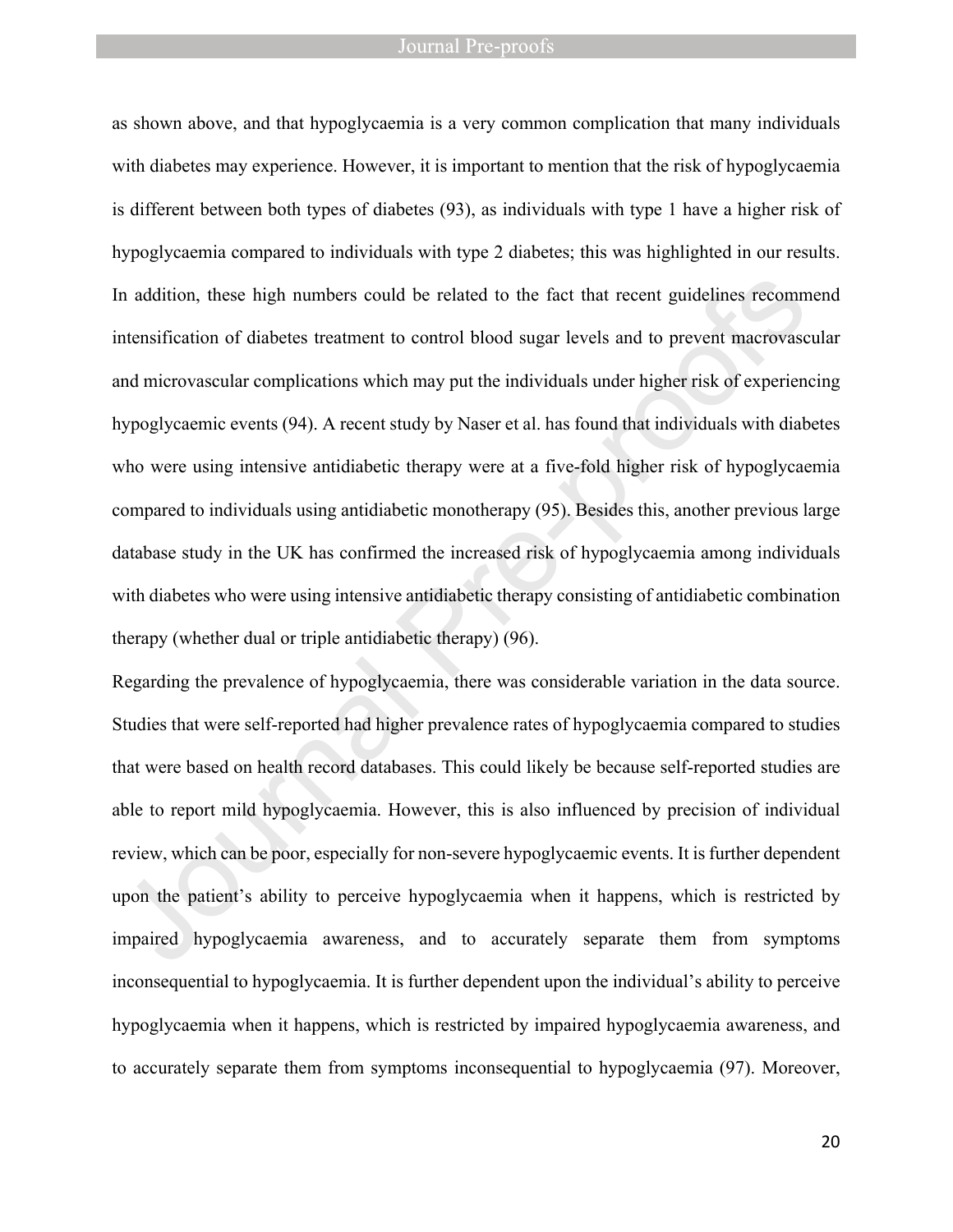as shown above, and that hypoglycaemia is a very common complication that many individuals with diabetes may experience. However, it is important to mention that the risk of hypoglycaemia is different between both types of diabetes (93), as individuals with type 1 have a higher risk of hypoglycaemia compared to individuals with type 2 diabetes; this was highlighted in our results. In addition, these high numbers could be related to the fact that recent guidelines recommend intensification of diabetes treatment to control blood sugar levels and to prevent macrovascular and microvascular complications which may put the individuals under higher risk of experiencing hypoglycaemic events (94). A recent study by Naser et al. has found that individuals with diabetes who were using intensive antidiabetic therapy were at a five-fold higher risk of hypoglycaemia compared to individuals using antidiabetic monotherapy (95). Besides this, another previous large database study in the UK has confirmed the increased risk of hypoglycaemia among individuals with diabetes who were using intensive antidiabetic therapy consisting of antidiabetic combination therapy (whether dual or triple antidiabetic therapy) (96).

Regarding the prevalence of hypoglycaemia, there was considerable variation in the data source. Studies that were self-reported had higher prevalence rates of hypoglycaemia compared to studies that were based on health record databases. This could likely be because self-reported studies are able to report mild hypoglycaemia. However, this is also influenced by precision of individual review, which can be poor, especially for non-severe hypoglycaemic events. It is further dependent upon the patient's ability to perceive hypoglycaemia when it happens, which is restricted by impaired hypoglycaemia awareness, and to accurately separate them from symptoms inconsequential to hypoglycaemia. It is further dependent upon the individual's ability to perceive hypoglycaemia when it happens, which is restricted by impaired hypoglycaemia awareness, and to accurately separate them from symptoms inconsequential to hypoglycaemia (97). Moreover,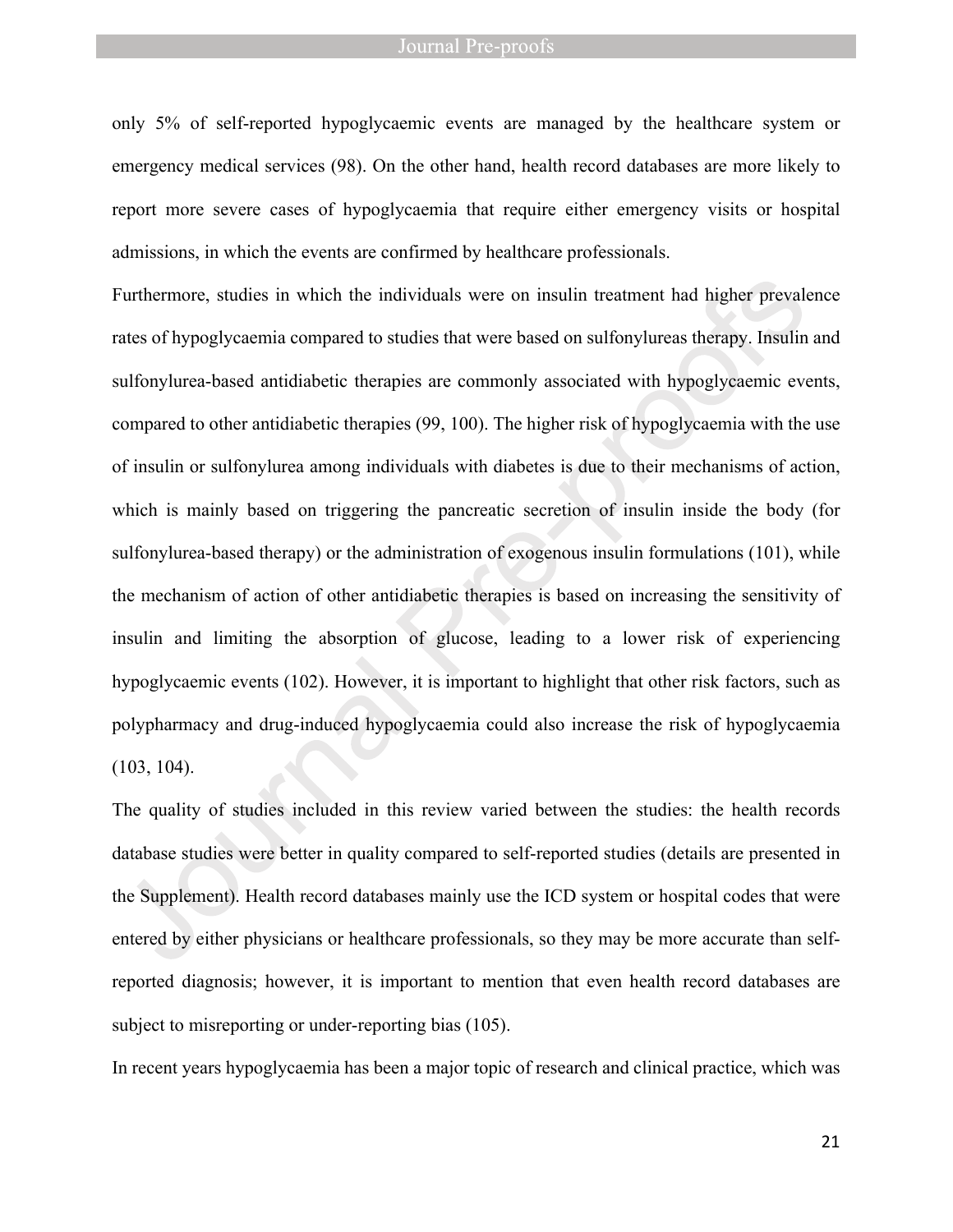only 5% of self-reported hypoglycaemic events are managed by the healthcare system or emergency medical services (98). On the other hand, health record databases are more likely to report more severe cases of hypoglycaemia that require either emergency visits or hospital admissions, in which the events are confirmed by healthcare professionals.

Furthermore, studies in which the individuals were on insulin treatment had higher prevalence rates of hypoglycaemia compared to studies that were based on sulfonylureas therapy. Insulin and sulfonylurea-based antidiabetic therapies are commonly associated with hypoglycaemic events, compared to other antidiabetic therapies (99, 100). The higher risk of hypoglycaemia with the use of insulin or sulfonylurea among individuals with diabetes is due to their mechanisms of action, which is mainly based on triggering the pancreatic secretion of insulin inside the body (for sulfonylurea-based therapy) or the administration of exogenous insulin formulations (101), while the mechanism of action of other antidiabetic therapies is based on increasing the sensitivity of insulin and limiting the absorption of glucose, leading to a lower risk of experiencing hypoglycaemic events (102). However, it is important to highlight that other risk factors, such as polypharmacy and drug-induced hypoglycaemia could also increase the risk of hypoglycaemia (103, 104).

The quality of studies included in this review varied between the studies: the health records database studies were better in quality compared to self-reported studies (details are presented in the Supplement). Health record databases mainly use the ICD system or hospital codes that were entered by either physicians or healthcare professionals, so they may be more accurate than self-reported diagnosis; however, it is important to mention that even health record databases are subject to misreporting or under-reporting bias (105).

In recent years hypoglycaemia has been a major topic of research and clinical practice, which was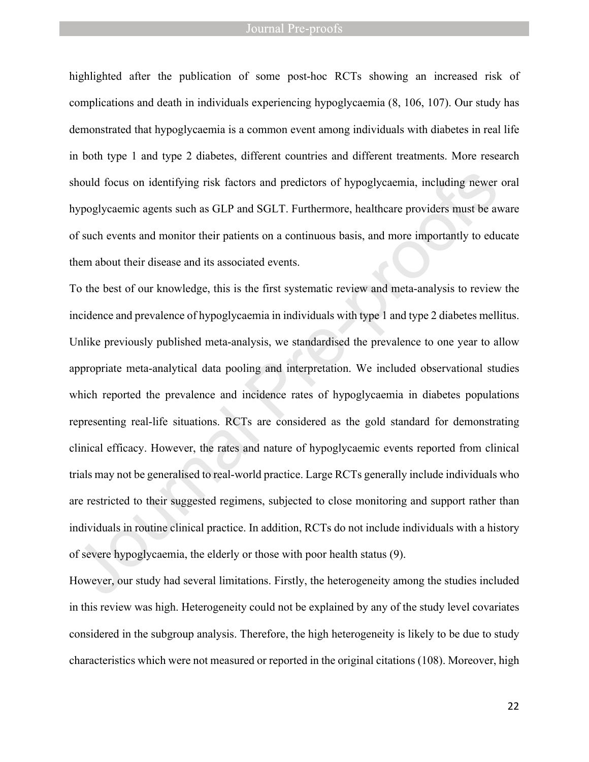highlighted after the publication of some post-hoc RCTs showing an increased risk of complications and death in individuals experiencing hypoglycaemia (8, 106, 107). Our study has demonstrated that hypoglycaemia is a common event among individuals with diabetes in real life in both type 1 and type 2 diabetes, different countries and different treatments. More research should focus on identifying risk factors and predictors of hypoglycaemia, including newer oral hypoglycaemic agents such as GLP and SGLT. Furthermore, healthcare providers must be aware of such events and monitor their patients on a continuous basis, and more importantly to educate them about their disease and its associated events.

To the best of our knowledge, this is the first systematic review and meta-analysis to review the incidence and prevalence of hypoglycaemia in individuals with type 1 and type 2 diabetes mellitus. Unlike previously published meta-analysis, we standardised the prevalence to one year to allow appropriate meta-analytical data pooling and interpretation. We included observational studies which reported the prevalence and incidence rates of hypoglycaemia in diabetes populations representing real-life situations. RCTs are considered as the gold standard for demonstrating clinical efficacy. However, the rates and nature of hypoglycaemic events reported from clinical trials may not be generalised to real-world practice. Large RCTs generally include individuals who are restricted to their suggested regimens, subjected to close monitoring and support rather than individuals in routine clinical practice. In addition, RCTs do not include individuals with a history of severe hypoglycaemia, the elderly or those with poor health status (9).

However, our study had several limitations. Firstly, the heterogeneity among the studies included in this review was high. Heterogeneity could not be explained by any of the study level covariates considered in the subgroup analysis. Therefore, the high heterogeneity is likely to be due to study characteristics which were not measured or reported in the original citations (108). Moreover, high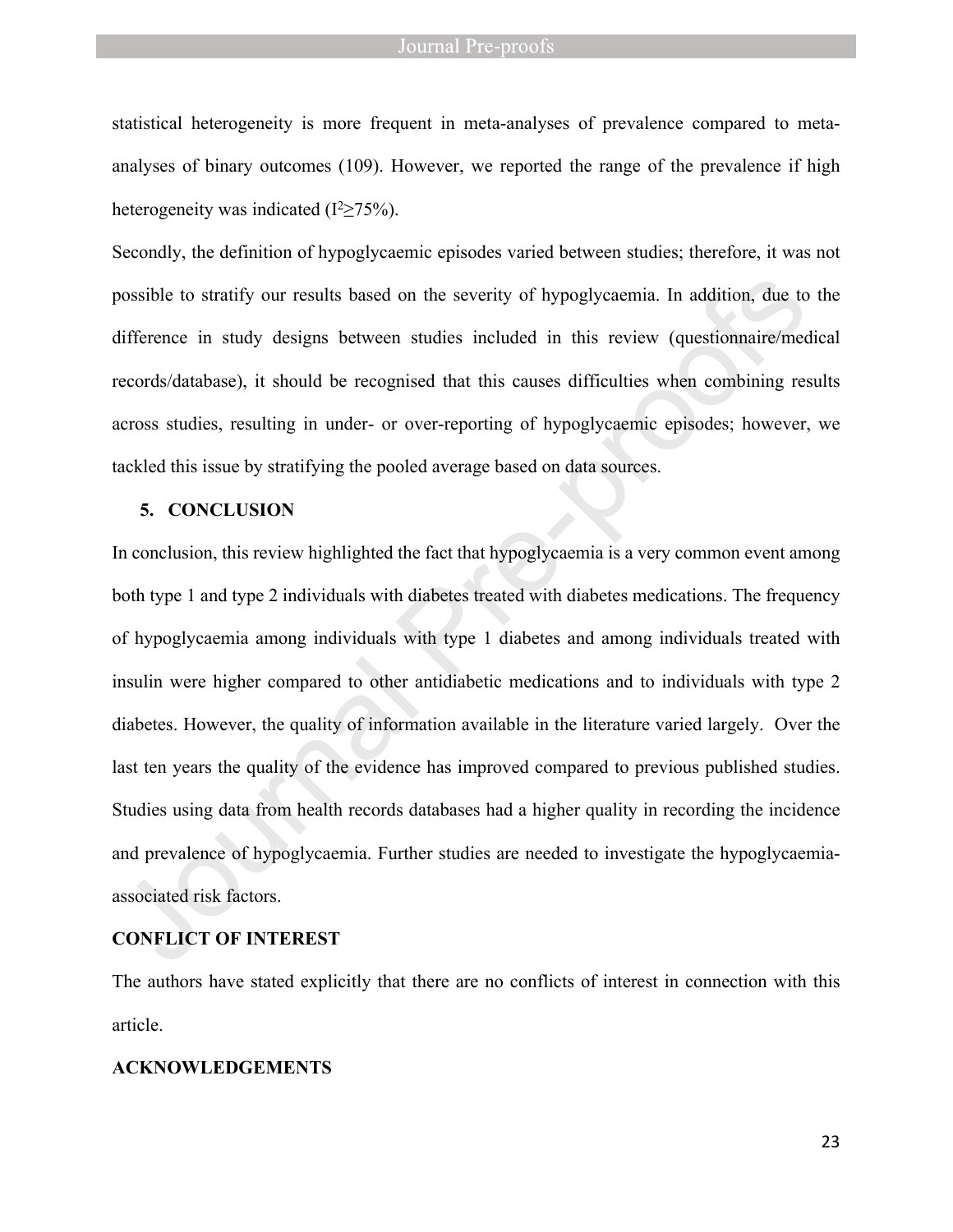statistical heterogeneity is more frequent in meta-analyses of prevalence compared to meta-analyses of binary outcomes (109). However, we reported the range of the prevalence if high heterogeneity was indicated ($I^2 \geq 75\%$).

Secondly, the definition of hypoglycaemic episodes varied between studies; therefore, it was not possible to stratify our results based on the severity of hypoglycaemia. In addition, due to the difference in study designs between studies included in this review (questionnaire/medical records/database), it should be recognised that this causes difficulties when combining results across studies, resulting in under- or over-reporting of hypoglycaemic episodes; however, we tackled this issue by stratifying the pooled average based on data sources.

## 5. CONCLUSION

In conclusion, this review highlighted the fact that hypoglycaemia is a very common event among both type 1 and type 2 individuals with diabetes treated with diabetes medications. The frequency of hypoglycaemia among individuals with type 1 diabetes and among individuals treated with insulin were higher compared to other antidiabetic medications and to individuals with type 2 diabetes. However, the quality of information available in the literature varied largely. Over the last ten years the quality of the evidence has improved compared to previous published studies. Studies using data from health records databases had a higher quality in recording the incidence and prevalence of hypoglycaemia. Further studies are needed to investigate the hypoglycaemia-associated risk factors.

## CONFLICT OF INTEREST

The authors have stated explicitly that there are no conflicts of interest in connection with this article.

## ACKNOWLEDGEMENTS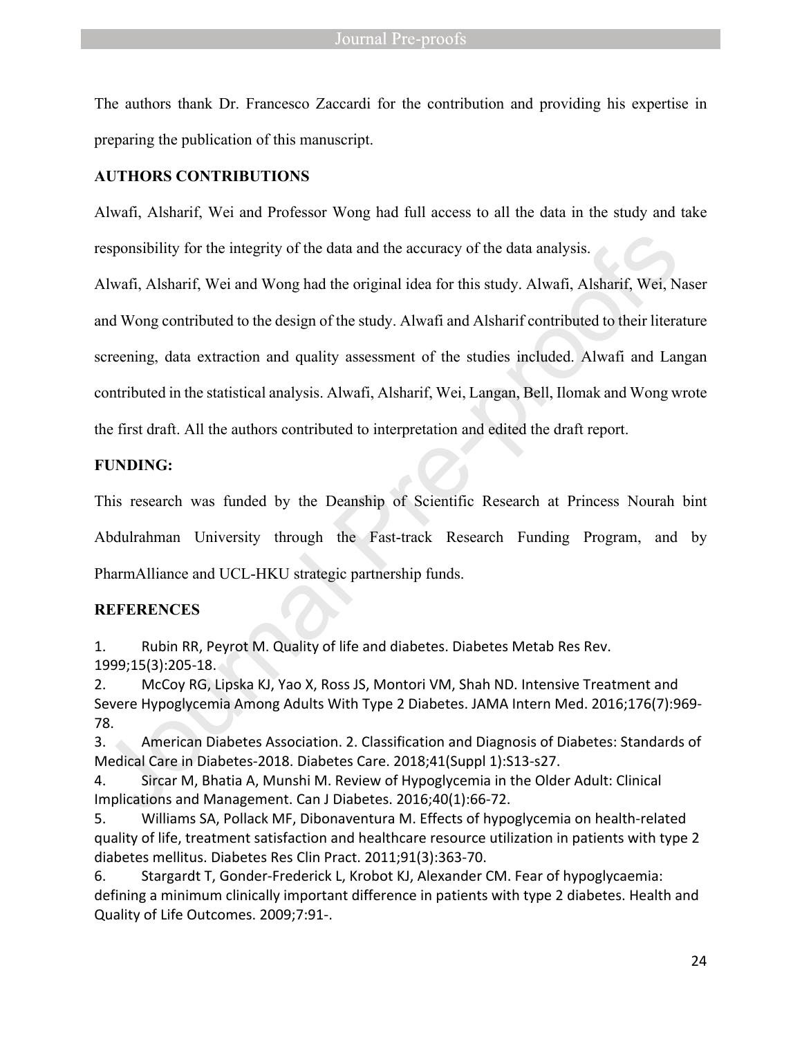The authors thank Dr. Francesco Zaccardi for the contribution and providing his expertise in preparing the publication of this manuscript.

**AUTHORS CONTRIBUTIONS**

Alwafi, Alsharif, Wei and Professor Wong had full access to all the data in the study and take responsibility for the integrity of the data and the accuracy of the data analysis.

Alwafi, Alsharif, Wei and Wong had the original idea for this study. Alwafi, Alsharif, Wei, Naser and Wong contributed to the design of the study. Alwafi and Alsharif contributed to their literature screening, data extraction and quality assessment of the studies included. Alwafi and Langan contributed in the statistical analysis. Alwafi, Alsharif, Wei, Langan, Bell, Ilomak and Wong wrote the first draft. All the authors contributed to interpretation and edited the draft report.

**FUNDING:**

This research was funded by the Deanship of Scientific Research at Princess Nourah bint Abdulrahman University through the Fast-track Research Funding Program, and by PharmAlliance and UCL-HKU strategic partnership funds.

**REFERENCES**

1. Rubin RR, Peyrot M. Quality of life and diabetes. Diabetes Metab Res Rev. 1999;15(3):205-18.
2. McCoy RG, Lipska KJ, Yao X, Ross JS, Montori VM, Shah ND. Intensive Treatment and Severe Hypoglycemia Among Adults With Type 2 Diabetes. JAMA Intern Med. 2016;176(7):969-78.
3. American Diabetes Association. 2. Classification and Diagnosis of Diabetes: Standards of Medical Care in Diabetes-2018. Diabetes Care. 2018;41(Suppl 1):S13-s27.
4. Sircar M, Bhatia A, Munshi M. Review of Hypoglycemia in the Older Adult: Clinical Implications and Management. Can J Diabetes. 2016;40(1):66-72.
5. Williams SA, Pollack MF, Dibonaventura M. Effects of hypoglycemia on health-related quality of life, treatment satisfaction and healthcare resource utilization in patients with type 2 diabetes mellitus. Diabetes Res Clin Pract. 2011;91(3):363-70.
6. Stargardt T, Gonder-Frederick L, Krobot KJ, Alexander CM. Fear of hypoglycaemia: defining a minimum clinically important difference in patients with type 2 diabetes. Health and Quality of Life Outcomes. 2009;7:91-.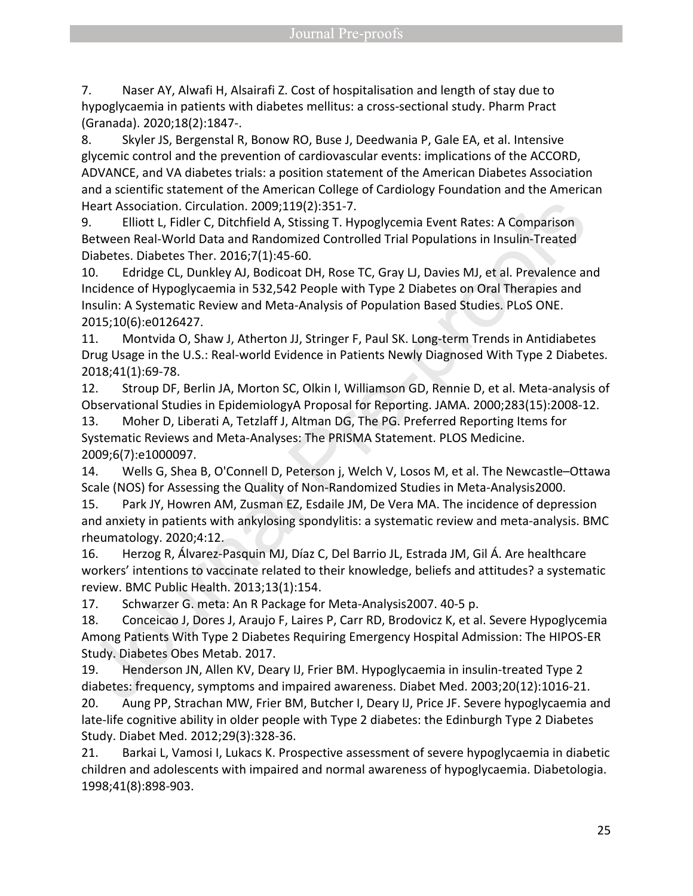7. Naser AY, Alwafi H, Alsairafi Z. Cost of hospitalisation and length of stay due to hypoglycaemia in patients with diabetes mellitus: a cross-sectional study. Pharm Pract (Granada). 2020;18(2):1847-.

8. Skyler JS, Bergenstal R, Bonow RO, Buse J, Deedwania P, Gale EA, et al. Intensive glycemic control and the prevention of cardiovascular events: implications of the ACCORD, ADVANCE, and VA diabetes trials: a position statement of the American Diabetes Association and a scientific statement of the American College of Cardiology Foundation and the American Heart Association. Circulation. 2009;119(2):351-7.

9. Elliott L, Fidler C, Ditchfield A, Stissing T. Hypoglycemia Event Rates: A Comparison Between Real-World Data and Randomized Controlled Trial Populations in Insulin-Treated Diabetes. Diabetes Ther. 2016;7(1):45-60.

10. Edridge CL, Dunkley AJ, Bodicoat DH, Rose TC, Gray LJ, Davies MJ, et al. Prevalence and Incidence of Hypoglycaemia in 532,542 People with Type 2 Diabetes on Oral Therapies and Insulin: A Systematic Review and Meta-Analysis of Population Based Studies. PLoS ONE. 2015;10(6):e0126427.

11. Montvida O, Shaw J, Atherton JJ, Stringer F, Paul SK. Long-term Trends in Antidiabetes Drug Usage in the U.S.: Real-world Evidence in Patients Newly Diagnosed With Type 2 Diabetes. 2018;41(1):69-78.

12. Stroup DF, Berlin JA, Morton SC, Olkin I, Williamson GD, Rennie D, et al. Meta-analysis of Observational Studies in EpidemiologyA Proposal for Reporting. JAMA. 2000;283(15):2008-12.

13. Moher D, Liberati A, Tetzlaff J, Altman DG, The PG. Preferred Reporting Items for Systematic Reviews and Meta-Analyses: The PRISMA Statement. PLOS Medicine. 2009;6(7):e1000097.

14. Wells G, Shea B, O'Connell D, Peterson j, Welch V, Losos M, et al. The Newcastle–Ottawa Scale (NOS) for Assessing the Quality of Non-Randomized Studies in Meta-Analysis2000.

15. Park JY, Howren AM, Zusman EZ, Esdaile JM, De Vera MA. The incidence of depression and anxiety in patients with ankylosing spondylitis: a systematic review and meta-analysis. BMC rheumatology. 2020;4:12.

16. Herzog R, Álvarez-Pasquin MJ, Díaz C, Del Barrio JL, Estrada JM, Gil Á. Are healthcare workers' intentions to vaccinate related to their knowledge, beliefs and attitudes? a systematic review. BMC Public Health. 2013;13(1):154.

17. Schwarzer G. meta: An R Package for Meta-Analysis2007. 40-5 p.

18. Conceicao J, Dores J, Araujo F, Laires P, Carr RD, Brodovicz K, et al. Severe Hypoglycemia Among Patients With Type 2 Diabetes Requiring Emergency Hospital Admission: The HIPOS-ER Study. Diabetes Obes Metab. 2017.

19. Henderson JN, Allen KV, Deary IJ, Frier BM. Hypoglycaemia in insulin-treated Type 2 diabetes: frequency, symptoms and impaired awareness. Diabet Med. 2003;20(12):1016-21.

20. Aung PP, Strachan MW, Frier BM, Butcher I, Deary IJ, Price JF. Severe hypoglycaemia and late-life cognitive ability in older people with Type 2 diabetes: the Edinburgh Type 2 Diabetes Study. Diabet Med. 2012;29(3):328-36.

21. Barkai L, Vamosi I, Lukacs K. Prospective assessment of severe hypoglycaemia in diabetic children and adolescents with impaired and normal awareness of hypoglycaemia. Diabetologia. 1998;41(8):898-903.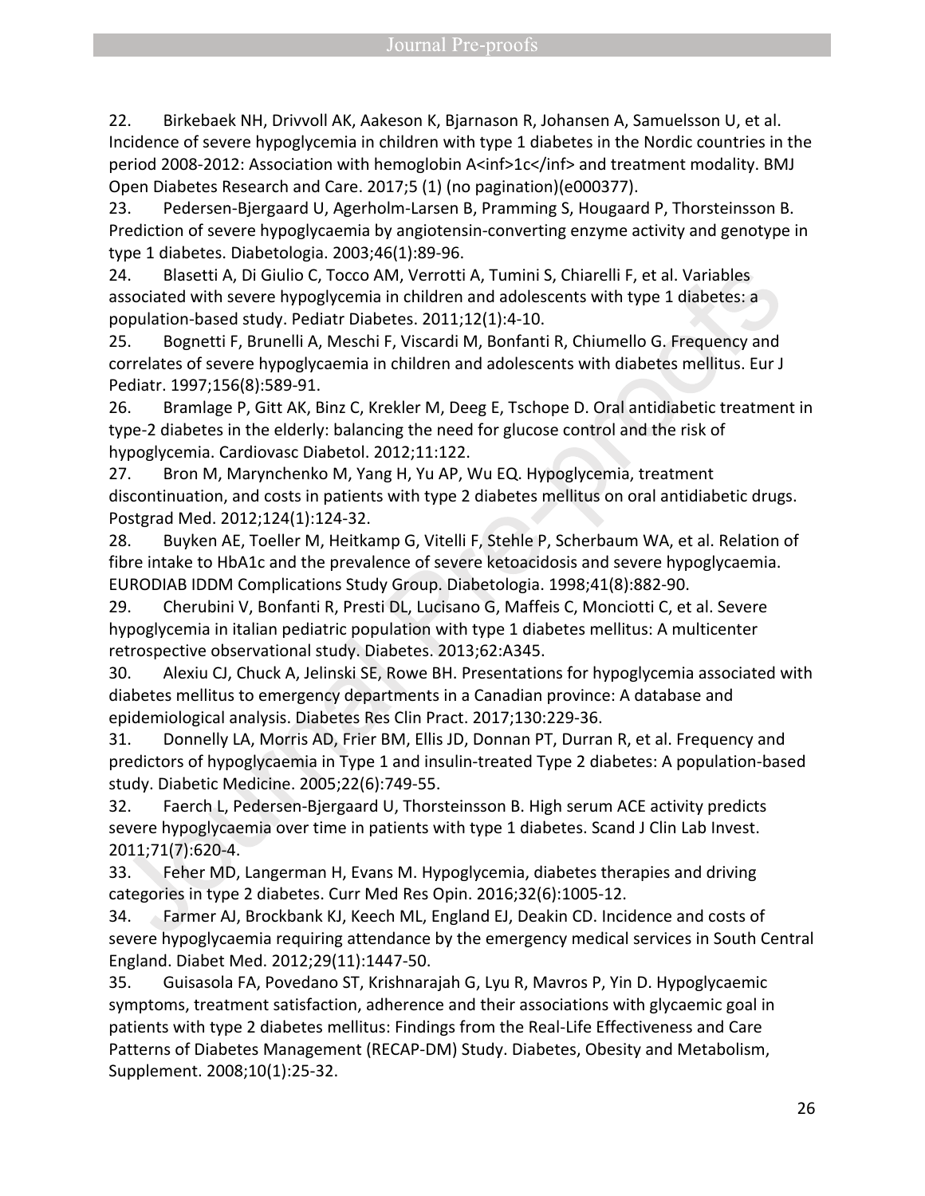22. Birkebaek NH, Drivvoll AK, Aakeson K, Bjarnason R, Johansen A, Samuelsson U, et al. Incidence of severe hypoglycemia in children with type 1 diabetes in the Nordic countries in the period 2008-2012: Association with hemoglobin A<inf>1c</inf> and treatment modality. BMJ Open Diabetes Research and Care. 2017;5 (1) (no pagination)(e000377).

23. Pedersen-Bjergaard U, Agerholm-Larsen B, Pramming S, Hougaard P, Thorsteinsson B. Prediction of severe hypoglycaemia by angiotensin-converting enzyme activity and genotype in type 1 diabetes. Diabetologia. 2003;46(1):89-96.

24. Blasetti A, Di Giulio C, Tocco AM, Verrotti A, Tumini S, Chiarelli F, et al. Variables associated with severe hypoglycemia in children and adolescents with type 1 diabetes: a population-based study. Pediatr Diabetes. 2011;12(1):4-10.

25. Bognetti F, Brunelli A, Meschi F, Viscardi M, Bonfanti R, Chiumello G. Frequency and correlates of severe hypoglycaemia in children and adolescents with diabetes mellitus. Eur J Pediatr. 1997;156(8):589-91.

26. Bramlage P, Gitt AK, Binz C, Krekler M, Deeg E, Tschope D. Oral antidiabetic treatment in type-2 diabetes in the elderly: balancing the need for glucose control and the risk of hypoglycemia. Cardiovasc Diabetol. 2012;11:122.

27. Bron M, Marynchenko M, Yang H, Yu AP, Wu EQ. Hypoglycemia, treatment discontinuation, and costs in patients with type 2 diabetes mellitus on oral antidiabetic drugs. Postgrad Med. 2012;124(1):124-32.

28. Buyken AE, Toeller M, Heitkamp G, Vitelli F, Stehle P, Scherbaum WA, et al. Relation of fibre intake to HbA1c and the prevalence of severe ketoacidosis and severe hypoglycaemia. EURODIAB IDDM Complications Study Group. Diabetologia. 1998;41(8):882-90.

29. Cherubini V, Bonfanti R, Presti DL, Lucisano G, Maffeis C, Monciotti C, et al. Severe hypoglycemia in italian pediatric population with type 1 diabetes mellitus: A multicenter retrospective observational study. Diabetes. 2013;62:A345.

30. Alexiu CJ, Chuck A, Jelinski SE, Rowe BH. Presentations for hypoglycemia associated with diabetes mellitus to emergency departments in a Canadian province: A database and epidemiological analysis. Diabetes Res Clin Pract. 2017;130:229-36.

31. Donnelly LA, Morris AD, Frier BM, Ellis JD, Donnan PT, Durran R, et al. Frequency and predictors of hypoglycaemia in Type 1 and insulin-treated Type 2 diabetes: A population-based study. Diabetic Medicine. 2005;22(6):749-55.

32. Faerch L, Pedersen-Bjergaard U, Thorsteinsson B. High serum ACE activity predicts severe hypoglycaemia over time in patients with type 1 diabetes. Scand J Clin Lab Invest. 2011;71(7):620-4.

33. Feher MD, Langerman H, Evans M. Hypoglycemia, diabetes therapies and driving categories in type 2 diabetes. Curr Med Res Opin. 2016;32(6):1005-12.

34. Farmer AJ, Brockbank KJ, Keech ML, England EJ, Deakin CD. Incidence and costs of severe hypoglycaemia requiring attendance by the emergency medical services in South Central England. Diabet Med. 2012;29(11):1447-50.

35. Guisasola FA, Povedano ST, Krishnarajah G, Lyu R, Mavros P, Yin D. Hypoglycaemic symptoms, treatment satisfaction, adherence and their associations with glycaemic goal in patients with type 2 diabetes mellitus: Findings from the Real-Life Effectiveness and Care Patterns of Diabetes Management (RECAP-DM) Study. Diabetes, Obesity and Metabolism, Supplement. 2008;10(1):25-32.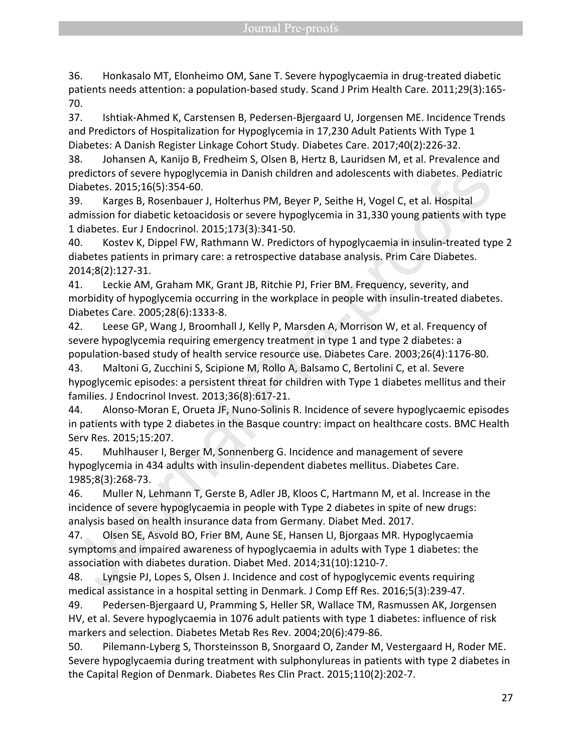36. Honkasalo MT, Elonheimo OM, Sane T. Severe hypoglycaemia in drug-treated diabetic patients needs attention: a population-based study. Scand J Prim Health Care. 2011;29(3):165-70.

37. Ishtiak-Ahmed K, Carstensen B, Pedersen-Bjergaard U, Jorgensen ME. Incidence Trends and Predictors of Hospitalization for Hypoglycemia in 17,230 Adult Patients With Type 1 Diabetes: A Danish Register Linkage Cohort Study. Diabetes Care. 2017;40(2):226-32.

38. Johansen A, Kanijo B, Fredheim S, Olsen B, Hertz B, Lauridsen M, et al. Prevalence and predictors of severe hypoglycemia in Danish children and adolescents with diabetes. Pediatric Diabetes. 2015;16(5):354-60.

39. Karges B, Rosenbauer J, Holterhus PM, Beyer P, Seithe H, Vogel C, et al. Hospital admission for diabetic ketoacidosis or severe hypoglycemia in 31,330 young patients with type 1 diabetes. Eur J Endocrinol. 2015;173(3):341-50.

40. Kostev K, Dippel FW, Rathmann W. Predictors of hypoglycaemia in insulin-treated type 2 diabetes patients in primary care: a retrospective database analysis. Prim Care Diabetes. 2014;8(2):127-31.

41. Leckie AM, Graham MK, Grant JB, Ritchie PJ, Frier BM. Frequency, severity, and morbidity of hypoglycemia occurring in the workplace in people with insulin-treated diabetes. Diabetes Care. 2005;28(6):1333-8.

42. Leese GP, Wang J, Broomhall J, Kelly P, Marsden A, Morrison W, et al. Frequency of severe hypoglycemia requiring emergency treatment in type 1 and type 2 diabetes: a population-based study of health service resource use. Diabetes Care. 2003;26(4):1176-80.

43. Maltoni G, Zucchini S, Scipione M, Rollo A, Balsamo C, Bertolini C, et al. Severe hypoglycemic episodes: a persistent threat for children with Type 1 diabetes mellitus and their families. J Endocrinol Invest. 2013;36(8):617-21.

44. Alonso-Moran E, Orueta JF, Nuno-Solinis R. Incidence of severe hypoglycaemic episodes in patients with type 2 diabetes in the Basque country: impact on healthcare costs. BMC Health Serv Res. 2015;15:207.

45. Muhlhauser I, Berger M, Sonnenberg G. Incidence and management of severe hypoglycemia in 434 adults with insulin-dependent diabetes mellitus. Diabetes Care. 1985;8(3):268-73.

46. Muller N, Lehmann T, Gerste B, Adler JB, Kloos C, Hartmann M, et al. Increase in the incidence of severe hypoglycaemia in people with Type 2 diabetes in spite of new drugs: analysis based on health insurance data from Germany. Diabet Med. 2017.

47. Olsen SE, Asvold BO, Frier BM, Aune SE, Hansen LI, Bjorgaas MR. Hypoglycaemia symptoms and impaired awareness of hypoglycaemia in adults with Type 1 diabetes: the association with diabetes duration. Diabet Med. 2014;31(10):1210-7.

48. Lyngsie PJ, Lopes S, Olsen J. Incidence and cost of hypoglycemic events requiring medical assistance in a hospital setting in Denmark. J Comp Eff Res. 2016;5(3):239-47.

49. Pedersen-Bjergaard U, Pramming S, Heller SR, Wallace TM, Rasmussen AK, Jorgensen HV, et al. Severe hypoglycaemia in 1076 adult patients with type 1 diabetes: influence of risk markers and selection. Diabetes Metab Res Rev. 2004;20(6):479-86.

50. Pilemann-Lyberg S, Thorsteinsson B, Snorgaard O, Zander M, Vestergaard H, Roder ME. Severe hypoglycaemia during treatment with sulphonylureas in patients with type 2 diabetes in the Capital Region of Denmark. Diabetes Res Clin Pract. 2015;110(2):202-7.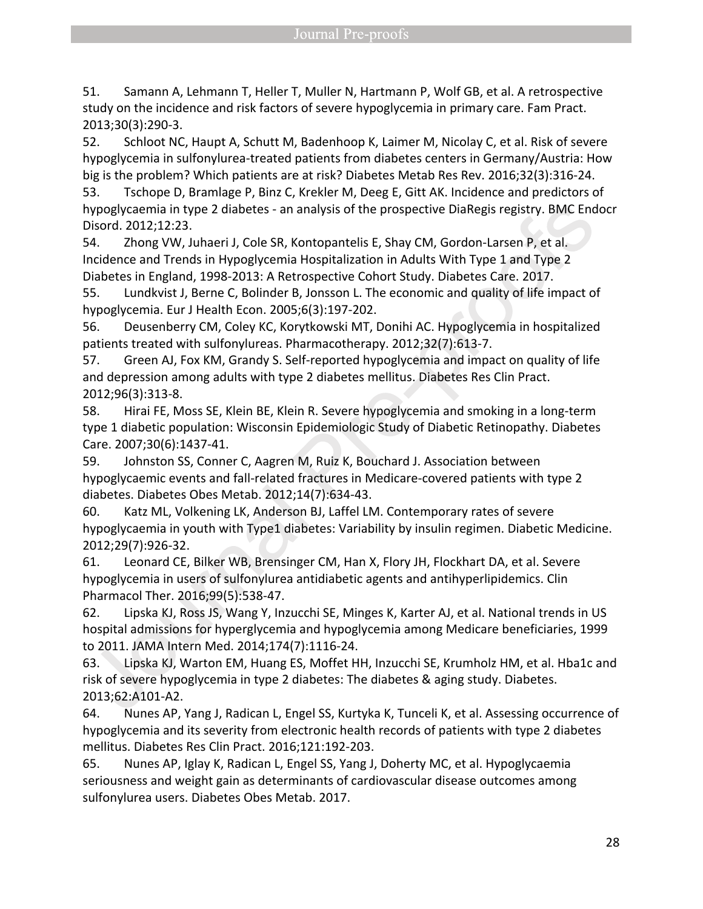51. Samann A, Lehmann T, Heller T, Muller N, Hartmann P, Wolf GB, et al. A retrospective study on the incidence and risk factors of severe hypoglycemia in primary care. Fam Pract. 2013;30(3):290-3.

52. Schloot NC, Haupt A, Schutt M, Badenhoop K, Laimer M, Nicolay C, et al. Risk of severe hypoglycemia in sulfonylurea-treated patients from diabetes centers in Germany/Austria: How big is the problem? Which patients are at risk? Diabetes Metab Res Rev. 2016;32(3):316-24.

53. Tschope D, Bramlage P, Binz C, Krekler M, Deeg E, Gitt AK. Incidence and predictors of hypoglycaemia in type 2 diabetes - an analysis of the prospective DiaRegis registry. BMC Endocr Disord. 2012;12:23.

54. Zhong VW, Juhaeri J, Cole SR, Kontopantelis E, Shay CM, Gordon-Larsen P, et al. Incidence and Trends in Hypoglycemia Hospitalization in Adults With Type 1 and Type 2 Diabetes in England, 1998-2013: A Retrospective Cohort Study. Diabetes Care. 2017.

55. Lundkvist J, Berne C, Bolinder B, Jonsson L. The economic and quality of life impact of hypoglycemia. Eur J Health Econ. 2005;6(3):197-202.

56. Deusenberry CM, Coley KC, Korytkowski MT, Donihi AC. Hypoglycemia in hospitalized patients treated with sulfonylureas. Pharmacotherapy. 2012;32(7):613-7.

57. Green AJ, Fox KM, Grandy S. Self-reported hypoglycemia and impact on quality of life and depression among adults with type 2 diabetes mellitus. Diabetes Res Clin Pract. 2012;96(3):313-8.

58. Hirai FE, Moss SE, Klein BE, Klein R. Severe hypoglycemia and smoking in a long-term type 1 diabetic population: Wisconsin Epidemiologic Study of Diabetic Retinopathy. Diabetes Care. 2007;30(6):1437-41.

59. Johnston SS, Conner C, Aagren M, Ruiz K, Bouchard J. Association between hypoglycaemic events and fall-related fractures in Medicare-covered patients with type 2 diabetes. Diabetes Obes Metab. 2012;14(7):634-43.

60. Katz ML, Volkening LK, Anderson BJ, Laffel LM. Contemporary rates of severe hypoglycaemia in youth with Type1 diabetes: Variability by insulin regimen. Diabetic Medicine. 2012;29(7):926-32.

61. Leonard CE, Bilker WB, Brensinger CM, Han X, Flory JH, Flockhart DA, et al. Severe hypoglycemia in users of sulfonylurea antidiabetic agents and antihyperlipidemics. Clin Pharmacol Ther. 2016;99(5):538-47.

62. Lipska KJ, Ross JS, Wang Y, Inzucchi SE, Minges K, Karter AJ, et al. National trends in US hospital admissions for hyperglycemia and hypoglycemia among Medicare beneficiaries, 1999 to 2011. JAMA Intern Med. 2014;174(7):1116-24.

63. Lipska KJ, Warton EM, Huang ES, Moffet HH, Inzucchi SE, Krumholz HM, et al. Hba1c and risk of severe hypoglycemia in type 2 diabetes: The diabetes & aging study. Diabetes. 2013;62:A101-A2.

64. Nunes AP, Yang J, Radican L, Engel SS, Kurtyka K, Tunceli K, et al. Assessing occurrence of hypoglycemia and its severity from electronic health records of patients with type 2 diabetes mellitus. Diabetes Res Clin Pract. 2016;121:192-203.

65. Nunes AP, Iglay K, Radican L, Engel SS, Yang J, Doherty MC, et al. Hypoglycaemia seriousness and weight gain as determinants of cardiovascular disease outcomes among sulfonylurea users. Diabetes Obes Metab. 2017.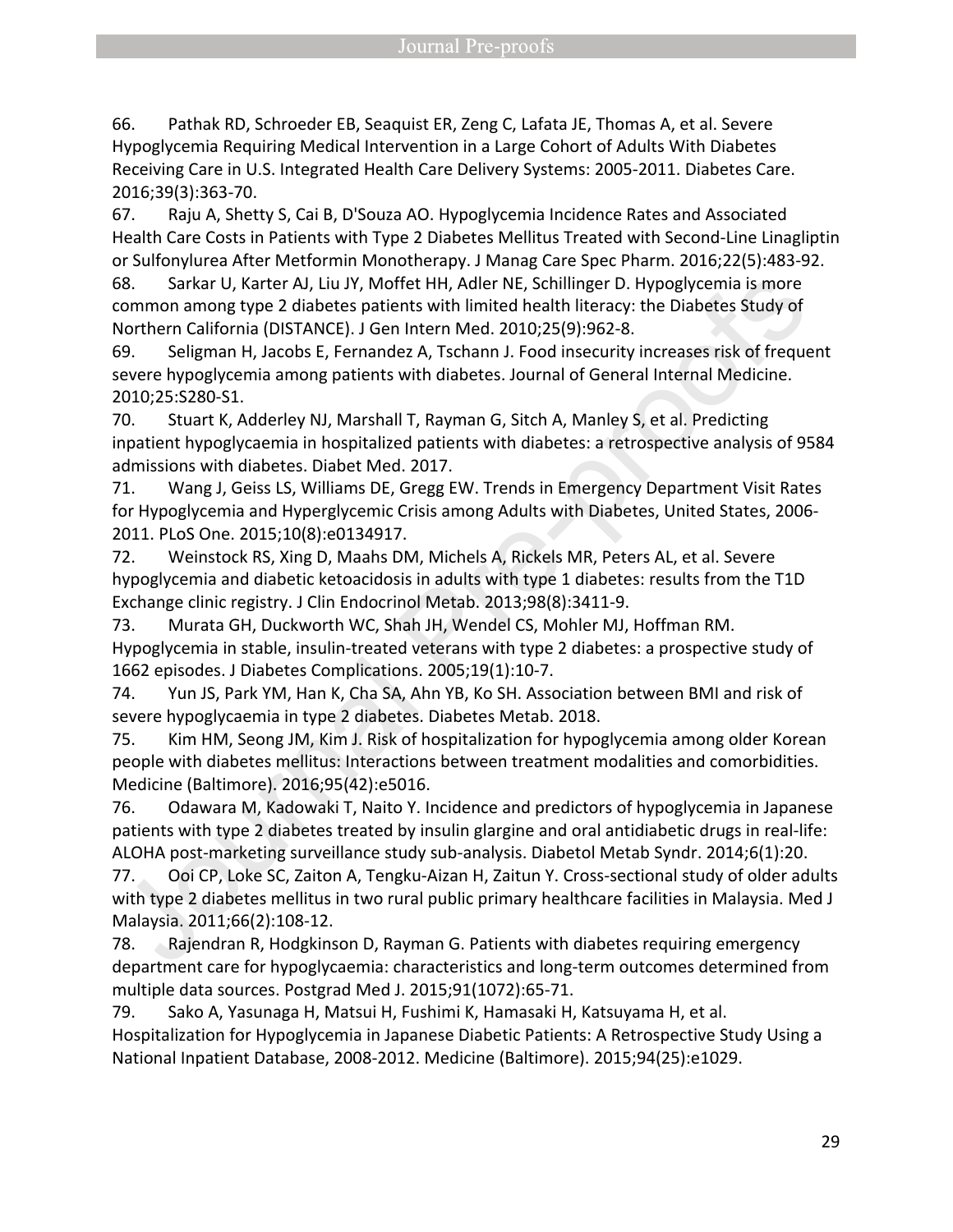66. Pathak RD, Schroeder EB, Seaquist ER, Zeng C, Lafata JE, Thomas A, et al. Severe Hypoglycemia Requiring Medical Intervention in a Large Cohort of Adults With Diabetes Receiving Care in U.S. Integrated Health Care Delivery Systems: 2005-2011. Diabetes Care. 2016;39(3):363-70.

67. Raju A, Shetty S, Cai B, D'Souza AO. Hypoglycemia Incidence Rates and Associated Health Care Costs in Patients with Type 2 Diabetes Mellitus Treated with Second-Line Linagliptin or Sulfonylurea After Metformin Monotherapy. J Manag Care Spec Pharm. 2016;22(5):483-92.

68. Sarkar U, Karter AJ, Liu JY, Moffet HH, Adler NE, Schillinger D. Hypoglycemia is more common among type 2 diabetes patients with limited health literacy: the Diabetes Study of Northern California (DISTANCE). J Gen Intern Med. 2010;25(9):962-8.

69. Seligman H, Jacobs E, Fernandez A, Tschann J. Food insecurity increases risk of frequent severe hypoglycemia among patients with diabetes. Journal of General Internal Medicine. 2010;25:S280-S1.

70. Stuart K, Adderley NJ, Marshall T, Rayman G, Sitch A, Manley S, et al. Predicting inpatient hypoglycaemia in hospitalized patients with diabetes: a retrospective analysis of 9584 admissions with diabetes. Diabet Med. 2017.

71. Wang J, Geiss LS, Williams DE, Gregg EW. Trends in Emergency Department Visit Rates for Hypoglycemia and Hyperglycemic Crisis among Adults with Diabetes, United States, 2006-2011. PLoS One. 2015;10(8):e0134917.

72. Weinstock RS, Xing D, Maahs DM, Michels A, Rickels MR, Peters AL, et al. Severe hypoglycemia and diabetic ketoacidosis in adults with type 1 diabetes: results from the T1D Exchange clinic registry. J Clin Endocrinol Metab. 2013;98(8):3411-9.

73. Murata GH, Duckworth WC, Shah JH, Wendel CS, Mohler MJ, Hoffman RM. Hypoglycemia in stable, insulin-treated veterans with type 2 diabetes: a prospective study of 1662 episodes. J Diabetes Complications. 2005;19(1):10-7.

74. Yun JS, Park YM, Han K, Cha SA, Ahn YB, Ko SH. Association between BMI and risk of severe hypoglycaemia in type 2 diabetes. Diabetes Metab. 2018.

75. Kim HM, Seong JM, Kim J. Risk of hospitalization for hypoglycemia among older Korean people with diabetes mellitus: Interactions between treatment modalities and comorbidities. Medicine (Baltimore). 2016;95(42):e5016.

76. Odawara M, Kadowaki T, Naito Y. Incidence and predictors of hypoglycemia in Japanese patients with type 2 diabetes treated by insulin glargine and oral antidiabetic drugs in real-life: ALOHA post-marketing surveillance study sub-analysis. Diabetol Metab Syndr. 2014;6(1):20.

77. Ooi CP, Loke SC, Zaiton A, Tengku-Aizan H, Zaitun Y. Cross-sectional study of older adults with type 2 diabetes mellitus in two rural public primary healthcare facilities in Malaysia. Med J Malaysia. 2011;66(2):108-12.

78. Rajendran R, Hodgkinson D, Rayman G. Patients with diabetes requiring emergency department care for hypoglycaemia: characteristics and long-term outcomes determined from multiple data sources. Postgrad Med J. 2015;91(1072):65-71.

79. Sako A, Yasunaga H, Matsui H, Fushimi K, Hamasaki H, Katsuyama H, et al. Hospitalization for Hypoglycemia in Japanese Diabetic Patients: A Retrospective Study Using a National Inpatient Database, 2008-2012. Medicine (Baltimore). 2015;94(25):e1029.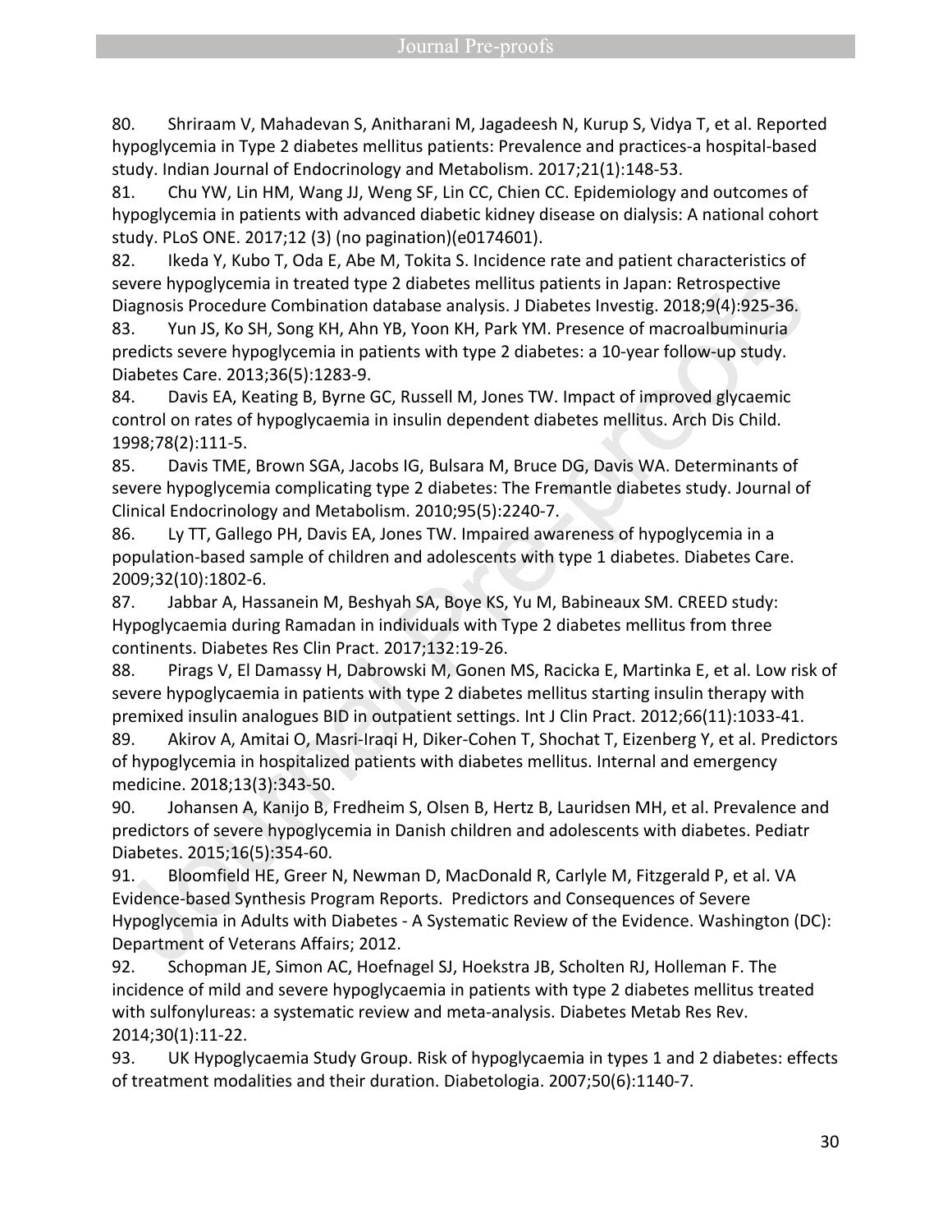80. Shriraam V, Mahadevan S, Anitharani M, Jagadeesh N, Kurup S, Vidya T, et al. Reported hypoglycemia in Type 2 diabetes mellitus patients: Prevalence and practices-a hospital-based study. Indian Journal of Endocrinology and Metabolism. 2017;21(1):148-53.

81. Chu YW, Lin HM, Wang JJ, Weng SF, Lin CC, Chien CC. Epidemiology and outcomes of hypoglycemia in patients with advanced diabetic kidney disease on dialysis: A national cohort study. PLoS ONE. 2017;12 (3) (no pagination)(e0174601).

82. Ikeda Y, Kubo T, Oda E, Abe M, Tokita S. Incidence rate and patient characteristics of severe hypoglycemia in treated type 2 diabetes mellitus patients in Japan: Retrospective Diagnosis Procedure Combination database analysis. J Diabetes Investig. 2018;9(4):925-36.

83. Yun JS, Ko SH, Song KH, Ahn YB, Yoon KH, Park YM. Presence of macroalbuminuria predicts severe hypoglycemia in patients with type 2 diabetes: a 10-year follow-up study. Diabetes Care. 2013;36(5):1283-9.

84. Davis EA, Keating B, Byrne GC, Russell M, Jones TW. Impact of improved glycaemic control on rates of hypoglycaemia in insulin dependent diabetes mellitus. Arch Dis Child. 1998;78(2):111-5.

85. Davis TME, Brown SGA, Jacobs IG, Bulsara M, Bruce DG, Davis WA. Determinants of severe hypoglycemia complicating type 2 diabetes: The Fremantle diabetes study. Journal of Clinical Endocrinology and Metabolism. 2010;95(5):2240-7.

86. Ly TT, Gallego PH, Davis EA, Jones TW. Impaired awareness of hypoglycemia in a population-based sample of children and adolescents with type 1 diabetes. Diabetes Care. 2009;32(10):1802-6.

87. Jabbar A, Hassanein M, Beshyah SA, Boye KS, Yu M, Babineaux SM. CREED study: Hypoglycaemia during Ramadan in individuals with Type 2 diabetes mellitus from three continents. Diabetes Res Clin Pract. 2017;132:19-26.

88. Pirags V, El Damassy H, Dabrowski M, Gonen MS, Racicka E, Martinka E, et al. Low risk of severe hypoglycaemia in patients with type 2 diabetes mellitus starting insulin therapy with premixed insulin analogues BID in outpatient settings. Int J Clin Pract. 2012;66(11):1033-41.

89. Akirov A, Amitai O, Masri-Iraqi H, Diker-Cohen T, Shochat T, Eizenberg Y, et al. Predictors of hypoglycemia in hospitalized patients with diabetes mellitus. Internal and emergency medicine. 2018;13(3):343-50.

90. Johansen A, Kanijo B, Fredheim S, Olsen B, Hertz B, Lauridsen MH, et al. Prevalence and predictors of severe hypoglycemia in Danish children and adolescents with diabetes. Pediatr Diabetes. 2015;16(5):354-60.

91. Bloomfield HE, Greer N, Newman D, MacDonald R, Carlyle M, Fitzgerald P, et al. VA Evidence-based Synthesis Program Reports. Predictors and Consequences of Severe Hypoglycemia in Adults with Diabetes - A Systematic Review of the Evidence. Washington (DC): Department of Veterans Affairs; 2012.

92. Schopman JE, Simon AC, Hoefnagel SJ, Hoekstra JB, Scholten RJ, Holleman F. The incidence of mild and severe hypoglycaemia in patients with type 2 diabetes mellitus treated with sulfonylureas: a systematic review and meta-analysis. Diabetes Metab Res Rev. 2014;30(1):11-22.

93. UK Hypoglycaemia Study Group. Risk of hypoglycaemia in types 1 and 2 diabetes: effects of treatment modalities and their duration. Diabetologia. 2007;50(6):1140-7.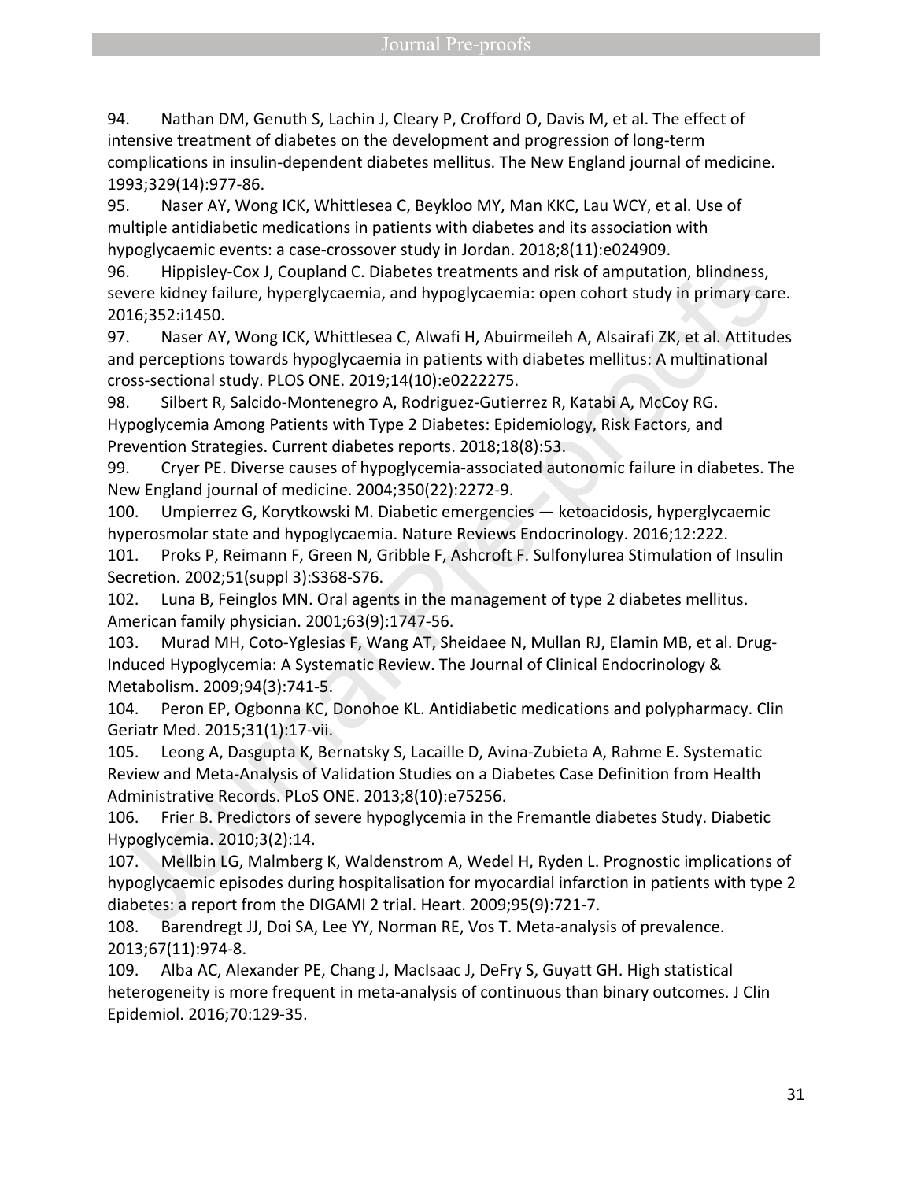94. Nathan DM, Genuth S, Lachin J, Cleary P, Crofford O, Davis M, et al. The effect of intensive treatment of diabetes on the development and progression of long-term complications in insulin-dependent diabetes mellitus. The New England journal of medicine. 1993;329(14):977-86.

95. Naser AY, Wong ICK, Whittlesea C, Beykloo MY, Man KKC, Lau WCY, et al. Use of multiple antidiabetic medications in patients with diabetes and its association with hypoglycaemic events: a case-crossover study in Jordan. 2018;8(11):e024909.

96. Hippisley-Cox J, Coupland C. Diabetes treatments and risk of amputation, blindness, severe kidney failure, hyperglycaemia, and hypoglycaemia: open cohort study in primary care. 2016;352:i1450.

97. Naser AY, Wong ICK, Whittlesea C, Alwafi H, Abuirmeileh A, Alsairafi ZK, et al. Attitudes and perceptions towards hypoglycaemia in patients with diabetes mellitus: A multinational cross-sectional study. PLOS ONE. 2019;14(10):e0222275.

98. Silbert R, Salcido-Montenegro A, Rodriguez-Gutierrez R, Katabi A, McCoy RG. Hypoglycemia Among Patients with Type 2 Diabetes: Epidemiology, Risk Factors, and Prevention Strategies. Current diabetes reports. 2018;18(8):53.

99. Cryer PE. Diverse causes of hypoglycemia-associated autonomic failure in diabetes. The New England journal of medicine. 2004;350(22):2272-9.

100. Umpierrez G, Korytkowski M. Diabetic emergencies — ketoacidosis, hyperglycaemic hyperosmolar state and hypoglycaemia. Nature Reviews Endocrinology. 2016;12:222.

101. Proks P, Reimann F, Green N, Gribble F, Ashcroft F. Sulfonylurea Stimulation of Insulin Secretion. 2002;51(suppl 3):S368-S76.

102. Luna B, Feinglos MN. Oral agents in the management of type 2 diabetes mellitus. American family physician. 2001;63(9):1747-56.

103. Murad MH, Coto-Yglesias F, Wang AT, Sheidaee N, Mullan RJ, Elamin MB, et al. Drug-Induced Hypoglycemia: A Systematic Review. The Journal of Clinical Endocrinology & Metabolism. 2009;94(3):741-5.

104. Peron EP, Ogbonna KC, Donohoe KL. Antidiabetic medications and polypharmacy. Clin Geriatr Med. 2015;31(1):17-vii.

105. Leong A, Dasgupta K, Bernatsky S, Lacaille D, Avina-Zubieta A, Rahme E. Systematic Review and Meta-Analysis of Validation Studies on a Diabetes Case Definition from Health Administrative Records. PLoS ONE. 2013;8(10):e75256.

106. Frier B. Predictors of severe hypoglycemia in the Fremantle diabetes Study. Diabetic Hypoglycemia. 2010;3(2):14.

107. Mellbin LG, Malmberg K, Waldenstrom A, Wedel H, Ryden L. Prognostic implications of hypoglycaemic episodes during hospitalisation for myocardial infarction in patients with type 2 diabetes: a report from the DIGAMI 2 trial. Heart. 2009;95(9):721-7.

108. Barendregt JJ, Doi SA, Lee YY, Norman RE, Vos T. Meta-analysis of prevalence. 2013;67(11):974-8.

109. Alba AC, Alexander PE, Chang J, MacIsaac J, DeFry S, Guyatt GH. High statistical heterogeneity is more frequent in meta-analysis of continuous than binary outcomes. J Clin Epidemiol. 2016;70:129-35.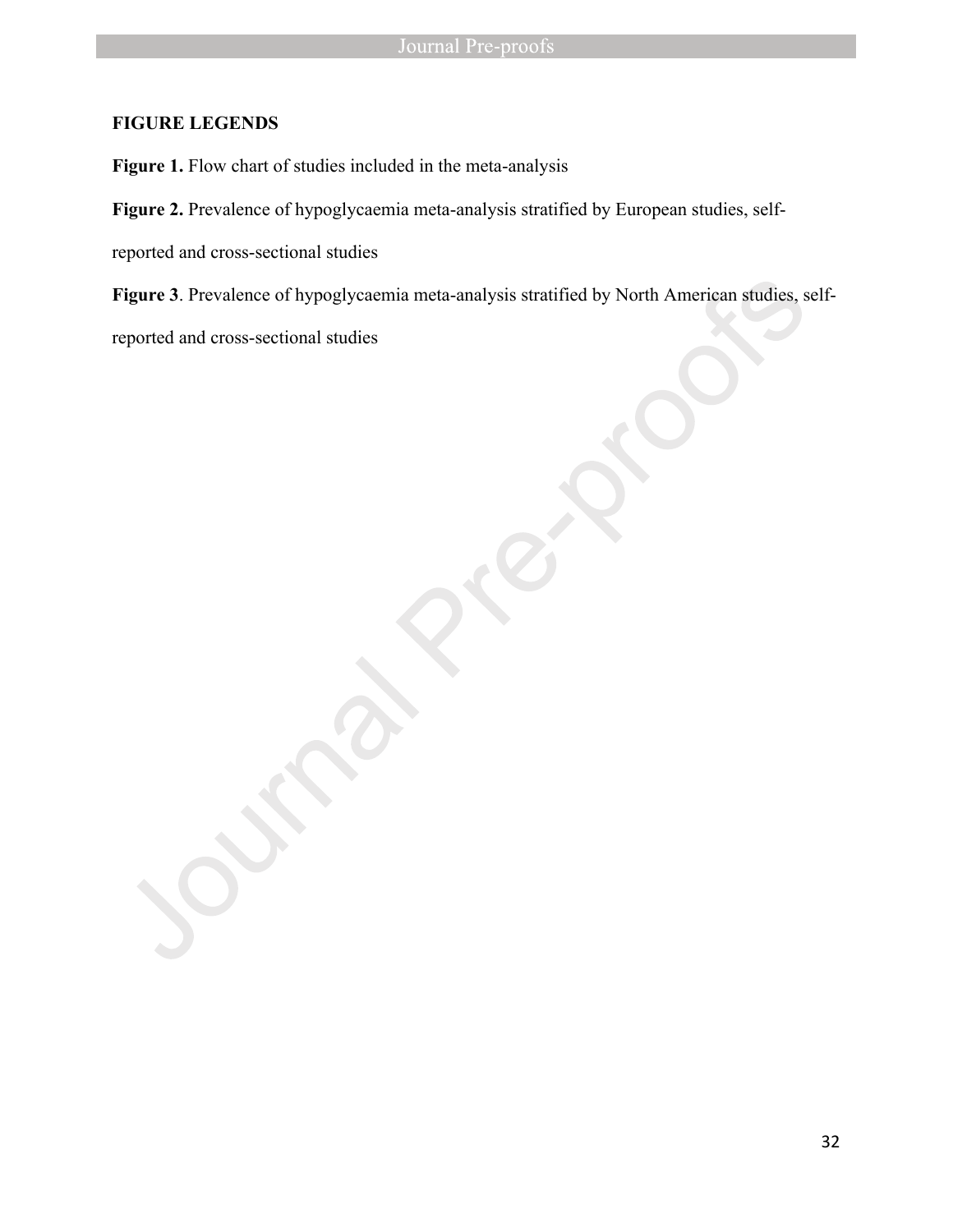**FIGURE LEGENDS**

**Figure 1.** Flow chart of studies included in the meta-analysis

**Figure 2.** Prevalence of hypoglycaemia meta-analysis stratified by European studies, self-reported and cross-sectional studies

**Figure 3**. Prevalence of hypoglycaemia meta-analysis stratified by North American studies, self-reported and cross-sectional studies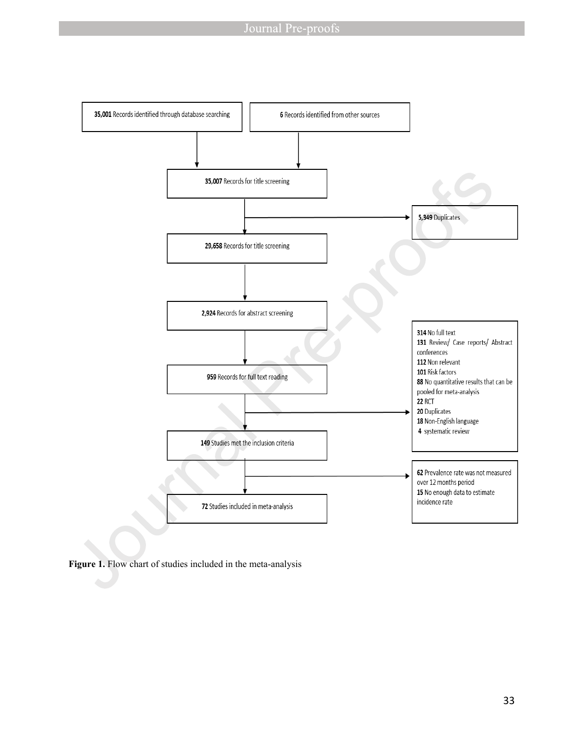**35,001** Records identified through database searching

**6** Records identified from other sources

**35,007** Records for title screening

**5,349** Duplicates

**29,658** Records for title screening

**2,924** Records for abstract screening

**959** Records for full text reading

**314** No full text
**131** Review/ Case reports/ Abstract conferences
**112** Non relevant
**101** Risk factors
**88** No quantitative results that can be pooled for meta-analysis
**22** RCT
**20** Duplicates
**18** Non-English language
**4** systematic review

**149** Studies met the inclusion criteria

**62** Prevalence rate was not measured over 12 months period
**15** No enough data to estimate incidence rate

**72** Studies included in meta-analysis

**Figure 1.** Flow chart of studies included in the meta-analysis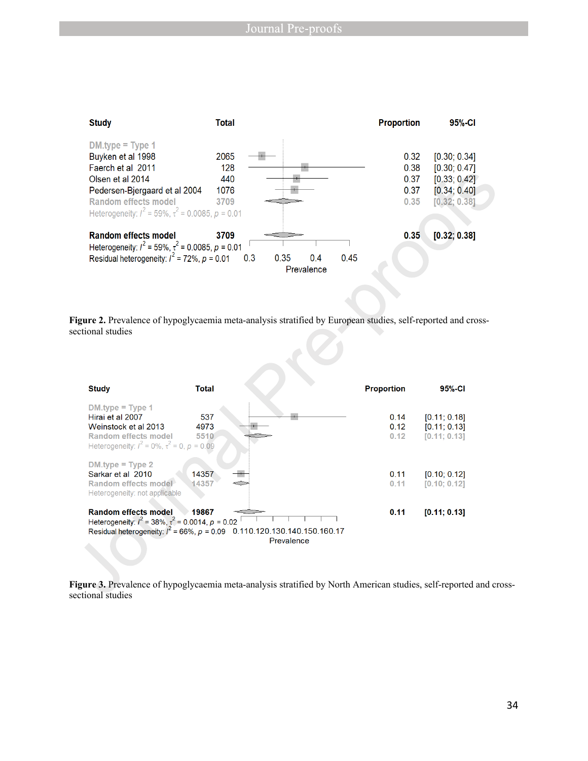Study Total Proportion 95%-CI

DM.type = Type 1
Buyken et al 1998 2065 0.32 [0.30; 0.34]
Faerch et al 2011 128 0.38 [0.30; 0.47]
Olsen et al 2014 440 0.37 [0.33; 0.42]
Pedersen-Bjergaard et al 2004 1076 0.37 [0.34; 0.40]
Random effects model 3709 0.35 [0.32; 0.38]
Heterogeneity: $I^2$ = 59%, $\tau^2$ = 0.0085, $p$ = 0.01

Random effects model 3709 0.35 [0.32; 0.38]
Heterogeneity: $I^2$ = 59%, $\tau^2$ = 0.0085, $p$ = 0.01
Residual heterogeneity: $I^2$ = 72%, $p$ = 0.01

0.3 0.35 0.4 0.45
Prevalence

**Figure 2.** Prevalence of hypoglycaemia meta-analysis stratified by European studies, self-reported and cross-sectional studies

Study Total Proportion 95%-CI

DM.type = Type 1
Hirai et al 2007 537 0.14 [0.11; 0.18]
Weinstock et al 2013 4973 0.12 [0.11; 0.13]
Random effects model 5510 0.12 [0.11; 0.13]
Heterogeneity: $I^2$ = 0%, $\tau^2$ = 0, $p$ = 0.09

DM.type = Type 2
Sarkar et al 2010 14357 0.11 [0.10; 0.12]
Random effects model 14357 0.11 [0.10; 0.12]
Heterogeneity: not applicable

Random effects model 19867 0.11 [0.11; 0.13]
Heterogeneity: $I^2$ = 38%, $\tau^2$ = 0.0014, $p$ = 0.02
Residual heterogeneity: $I^2$ = 66%, $p$ = 0.09

0.11 0.12 0.13 0.14 0.15 0.16 0.17
Prevalence

**Figure 3.** Prevalence of hypoglycaemia meta-analysis stratified by North American studies, self-reported and cross-sectional studies